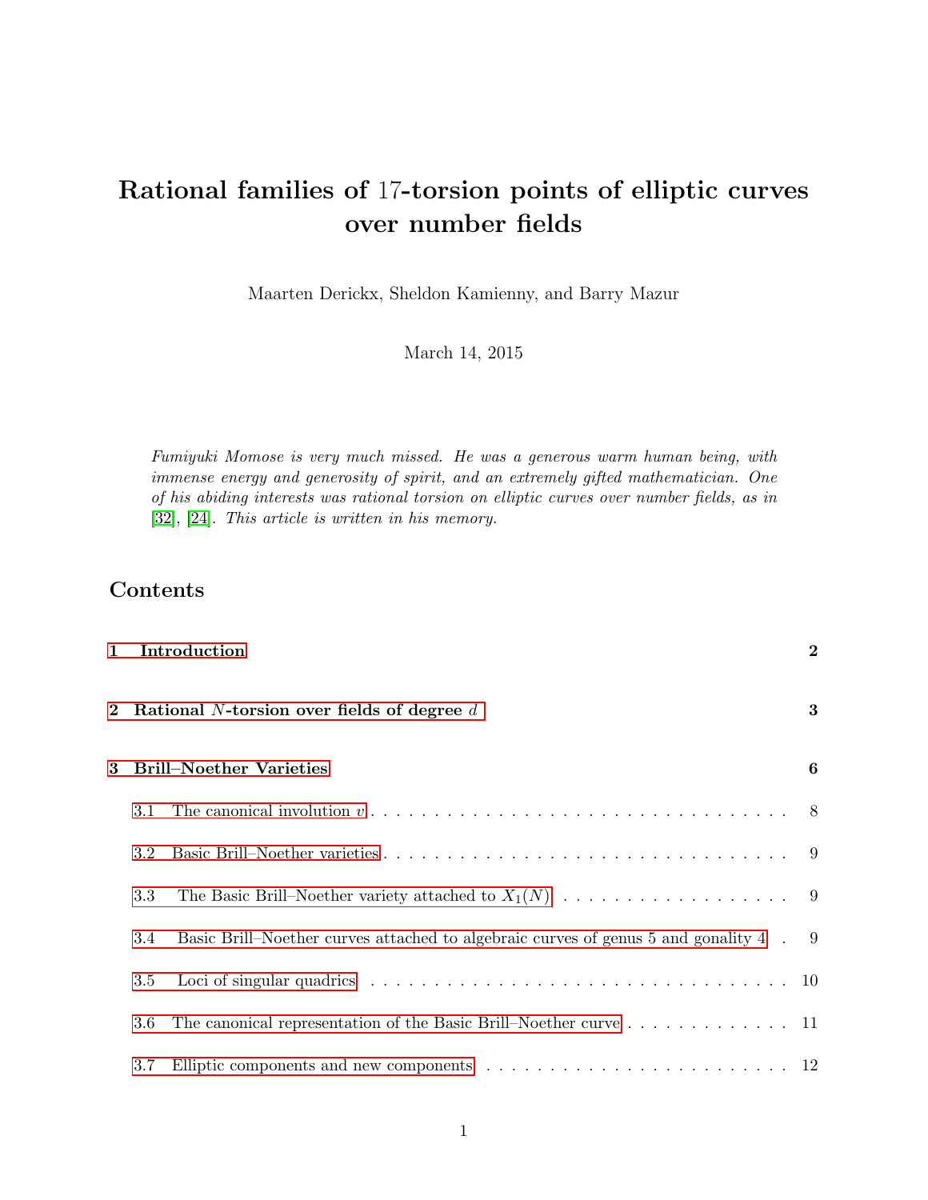# Rational families of 17-torsion points of elliptic curves over number fields

Maarten Derickx, Sheldon Kamienny, and Barry Mazur

March 14, 2015

*Fumiyuki Momose is very much missed. He was a generous warm human being, with immense energy and generosity of spirit, and an extremely gifted mathematician. One of his abiding interests was rational torsion on elliptic curves over number fields, as in* [32], [24]. *This article is written in his memory.*

## Contents

**1 Introduction** — **2**

**2 Rational $N$-torsion over fields of degree $d$** — **3**

**3 Brill–Noether Varieties** — **6**

- 3.1 The canonical involution $v$ — 8
- 3.2 Basic Brill–Noether varieties — 9
- 3.3 The Basic Brill–Noether variety attached to $X_1(N)$ — 9
- 3.4 Basic Brill–Noether curves attached to algebraic curves of genus 5 and gonality 4 — 9
- 3.5 Loci of singular quadrics — 10
- 3.6 The canonical representation of the Basic Brill–Noether curve — 11
- 3.7 Elliptic components and new components — 12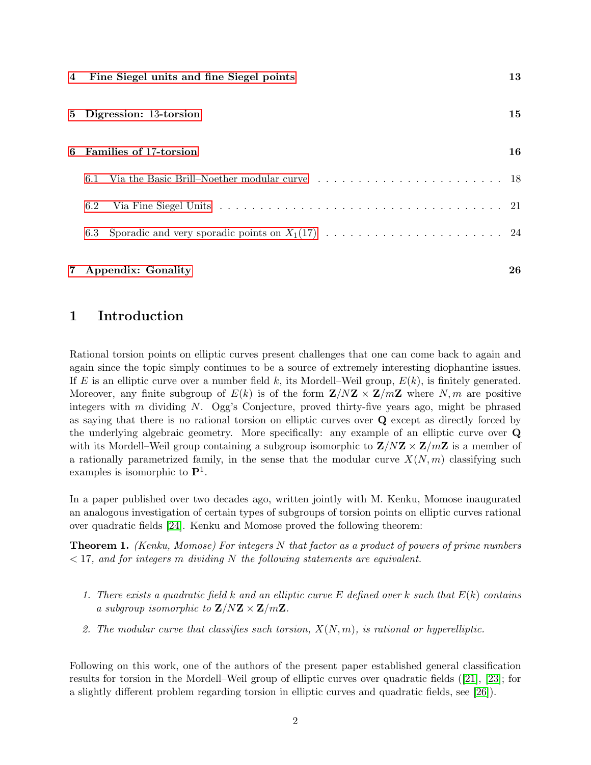4 Fine Siegel units and fine Siegel points 13

5 Digression: 13-torsion 15

6 Families of 17-torsion 16

6.1 Via the Basic Brill–Noether modular curve 18

6.2 Via Fine Siegel Units 21

6.3 Sporadic and very sporadic points on $X_1(17)$ 24

7 Appendix: Gonality 26

# 1 Introduction

Rational torsion points on elliptic curves present challenges that one can come back to again and again since the topic simply continues to be a source of extremely interesting diophantine issues. If $E$ is an elliptic curve over a number field $k$, its Mordell–Weil group, $E(k)$, is finitely generated. Moreover, any finite subgroup of $E(k)$ is of the form $\mathbf{Z}/N\mathbf{Z} \times \mathbf{Z}/m\mathbf{Z}$ where $N, m$ are positive integers with $m$ dividing $N$. Ogg's Conjecture, proved thirty-five years ago, might be phrased as saying that there is no rational torsion on elliptic curves over $\mathbf{Q}$ except as directly forced by the underlying algebraic geometry. More specifically: any example of an elliptic curve over $\mathbf{Q}$ with its Mordell–Weil group containing a subgroup isomorphic to $\mathbf{Z}/N\mathbf{Z} \times \mathbf{Z}/m\mathbf{Z}$ is a member of a rationally parametrized family, in the sense that the modular curve $X(N, m)$ classifying such examples is isomorphic to $\mathbf{P}^1$.

In a paper published over two decades ago, written jointly with M. Kenku, Momose inaugurated an analogous investigation of certain types of subgroups of torsion points on elliptic curves rational over quadratic fields [24]. Kenku and Momose proved the following theorem:

**Theorem 1.** *(Kenku, Momose) For integers $N$ that factor as a product of powers of prime numbers $< 17$, and for integers $m$ dividing $N$ the following statements are equivalent.*

1. *There exists a quadratic field $k$ and an elliptic curve $E$ defined over $k$ such that $E(k)$ contains a subgroup isomorphic to $\mathbf{Z}/N\mathbf{Z} \times \mathbf{Z}/m\mathbf{Z}$.*
2. *The modular curve that classifies such torsion, $X(N, m)$, is rational or hyperelliptic.*

Following on this work, one of the authors of the present paper established general classification results for torsion in the Mordell–Weil group of elliptic curves over quadratic fields ([21], [23]; for a slightly different problem regarding torsion in elliptic curves and quadratic fields, see [26]).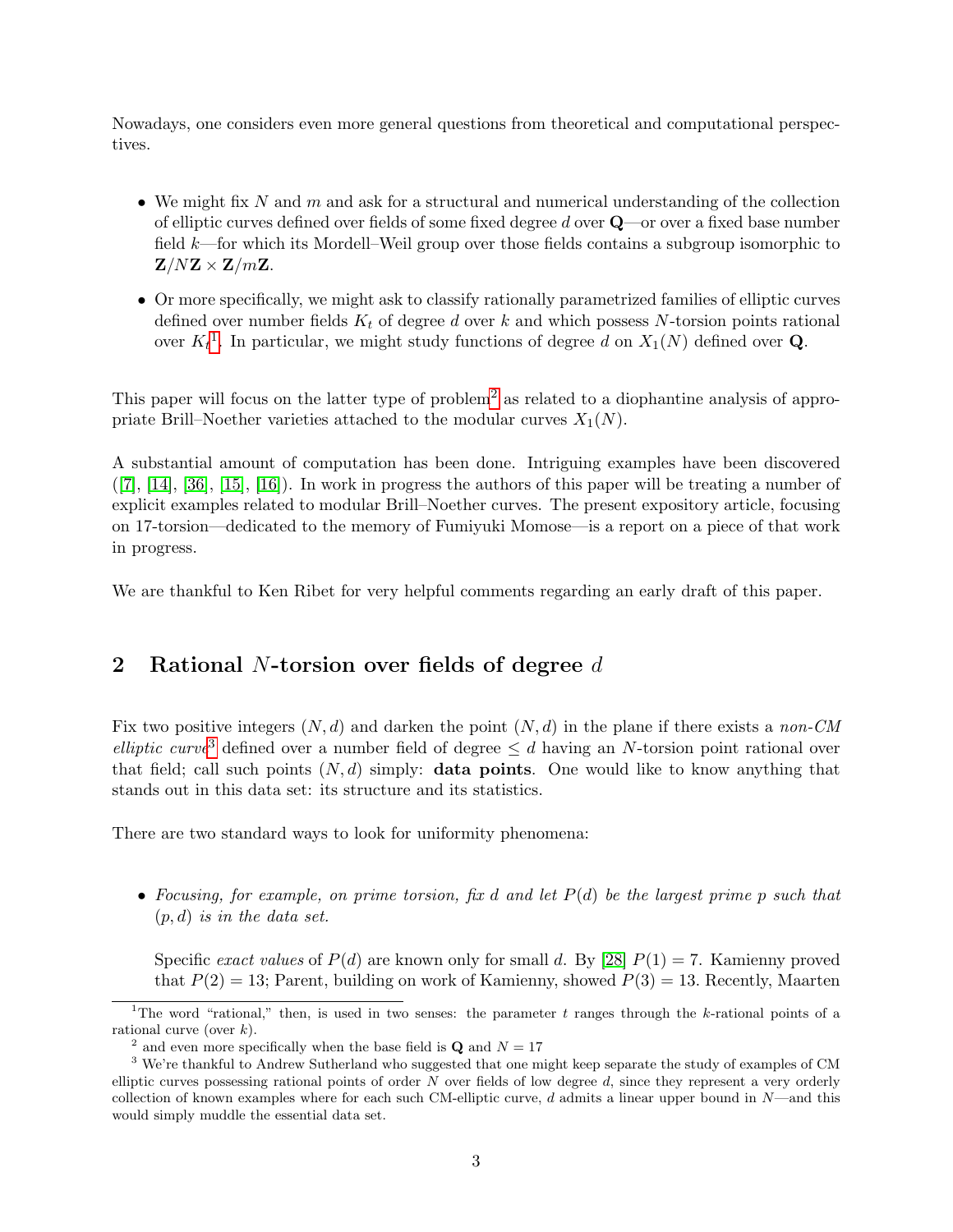Nowadays, one considers even more general questions from theoretical and computational perspectives.

- We might fix $N$ and $m$ and ask for a structural and numerical understanding of the collection of elliptic curves defined over fields of some fixed degree $d$ over $\mathbf{Q}$—or over a fixed base number field $k$—for which its Mordell–Weil group over those fields contains a subgroup isomorphic to $\mathbf{Z}/N\mathbf{Z} \times \mathbf{Z}/m\mathbf{Z}$.
- Or more specifically, we might ask to classify rationally parametrized families of elliptic curves defined over number fields $K_t$ of degree $d$ over $k$ and which possess $N$-torsion points rational over $K_t$[1]. In particular, we might study functions of degree $d$ on $X_1(N)$ defined over $\mathbf{Q}$.

This paper will focus on the latter type of problem[2] as related to a diophantine analysis of appropriate Brill–Noether varieties attached to the modular curves $X_1(N)$.

A substantial amount of computation has been done. Intriguing examples have been discovered ([7], [14], [36], [15], [16]). In work in progress the authors of this paper will be treating a number of explicit examples related to modular Brill–Noether curves. The present expository article, focusing on 17-torsion—dedicated to the memory of Fumiyuki Momose—is a report on a piece of that work in progress.

We are thankful to Ken Ribet for very helpful comments regarding an early draft of this paper.

## 2 Rational $N$-torsion over fields of degree $d$

Fix two positive integers $(N, d)$ and darken the point $(N, d)$ in the plane if there exists a *non-CM elliptic curve*[3] defined over a number field of degree $\leq d$ having an $N$-torsion point rational over that field; call such points $(N, d)$ simply: **data points**. One would like to know anything that stands out in this data set: its structure and its statistics.

There are two standard ways to look for uniformity phenomena:

- *Focusing, for example, on prime torsion, fix $d$ and let $P(d)$ be the largest prime $p$ such that $(p, d)$ is in the data set.*

  Specific *exact values* of $P(d)$ are known only for small $d$. By [28] $P(1) = 7$. Kamienny proved that $P(2) = 13$; Parent, building on work of Kamienny, showed $P(3) = 13$. Recently, Maarten

---

[1] The word "rational," then, is used in two senses: the parameter $t$ ranges through the $k$-rational points of a rational curve (over $k$).

[2] and even more specifically when the base field is $\mathbf{Q}$ and $N = 17$

[3] We're thankful to Andrew Sutherland who suggested that one might keep separate the study of examples of CM elliptic curves possessing rational points of order $N$ over fields of low degree $d$, since they represent a very orderly collection of known examples where for each such CM-elliptic curve, $d$ admits a linear upper bound in $N$—and this would simply muddle the essential data set.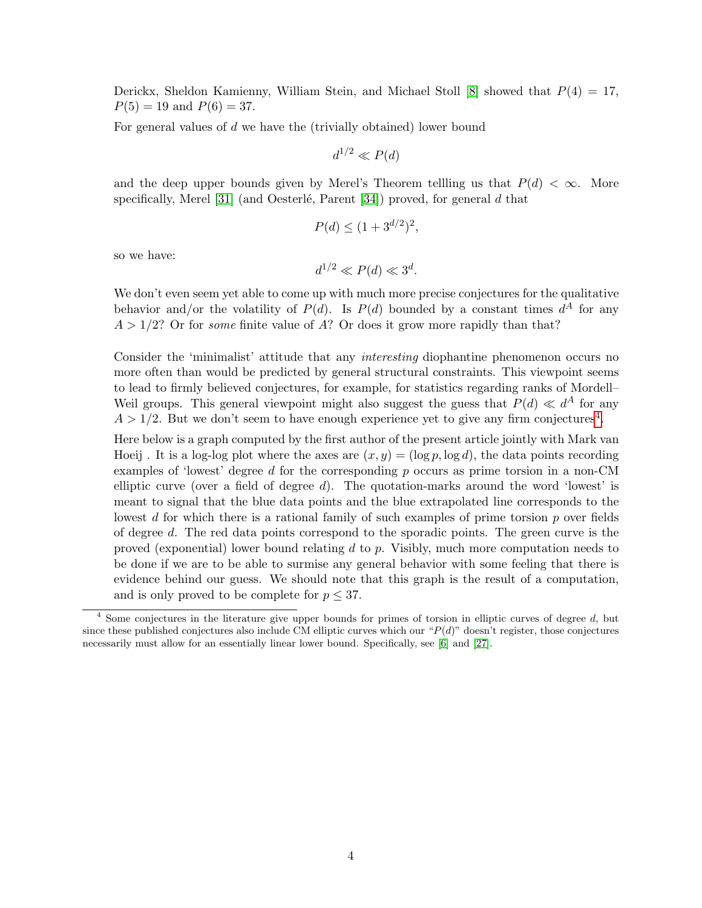Derickx, Sheldon Kamienny, William Stein, and Michael Stoll [8] showed that $P(4) = 17$, $P(5) = 19$ and $P(6) = 37$.

For general values of $d$ we have the (trivially obtained) lower bound

$$d^{1/2} \ll P(d)$$

and the deep upper bounds given by Merel's Theorem tellling us that $P(d) < \infty$. More specifically, Merel [31] (and Oesterlé, Parent [34]) proved, for general $d$ that

$$P(d) \leq (1 + 3^{d/2})^2,$$

so we have:

$$d^{1/2} \ll P(d) \ll 3^d.$$

We don't even seem yet able to come up with much more precise conjectures for the qualitative behavior and/or the volatility of $P(d)$. Is $P(d)$ bounded by a constant times $d^A$ for any $A > 1/2$? Or for *some* finite value of $A$? Or does it grow more rapidly than that?

Consider the 'minimalist' attitude that any *interesting* diophantine phenomenon occurs no more often than would be predicted by general structural constraints. This viewpoint seems to lead to firmly believed conjectures, for example, for statistics regarding ranks of Mordell–Weil groups. This general viewpoint might also suggest the guess that $P(d) \ll d^A$ for any $A > 1/2$. But we don't seem to have enough experience yet to give any firm conjectures[4].

Here below is a graph computed by the first author of the present article jointly with Mark van Hoeij . It is a log-log plot where the axes are $(x, y) = (\log p, \log d)$, the data points recording examples of 'lowest' degree $d$ for the corresponding $p$ occurs as prime torsion in a non-CM elliptic curve (over a field of degree $d$). The quotation-marks around the word 'lowest' is meant to signal that the blue data points and the blue extrapolated line corresponds to the lowest $d$ for which there is a rational family of such examples of prime torsion $p$ over fields of degree $d$. The red data points correspond to the sporadic points. The green curve is the proved (exponential) lower bound relating $d$ to $p$. Visibly, much more computation needs to be done if we are to be able to surmise any general behavior with some feeling that there is evidence behind our guess. We should note that this graph is the result of a computation, and is only proved to be complete for $p \leq 37$.

[4] Some conjectures in the literature give upper bounds for primes of torsion in elliptic curves of degree $d$, but since these published conjectures also include CM elliptic curves which our "$P(d)$" doesn't register, those conjectures necessarily must allow for an essentially linear lower bound. Specifically, see [6] and [27].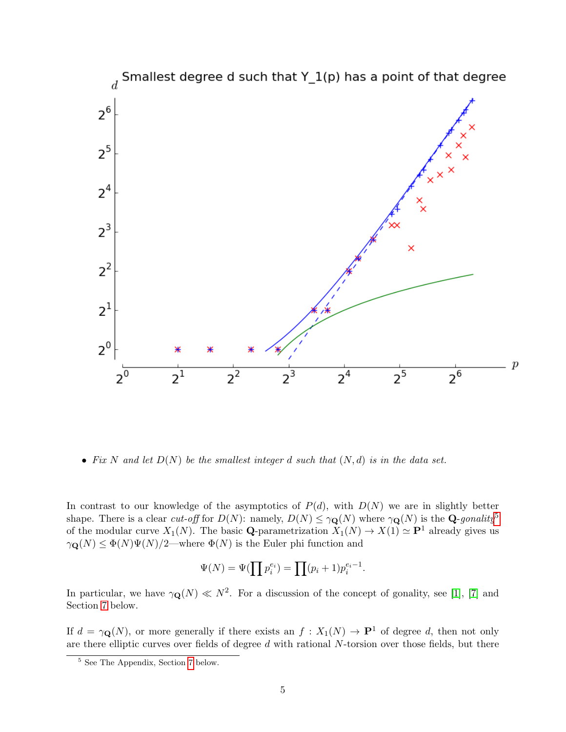Smallest degree d such that Y_1(p) has a point of that degree

$d$

$2^6$

$2^5$

$2^4$

$2^3$

$2^2$

$2^1$

$2^0$

$2^0$ $2^1$ $2^2$ $2^3$ $2^4$ $2^5$ $2^6$

$p$

- *Fix $N$ and let $D(N)$ be the smallest integer $d$ such that $(N, d)$ is in the data set.*

In contrast to our knowledge of the asymptotics of $P(d)$, with $D(N)$ we are in slightly better shape. There is a clear *cut-off* for $D(N)$: namely, $D(N) \leq \gamma_{\mathbf{Q}}(N)$ where $\gamma_{\mathbf{Q}}(N)$ is the **Q**-*gonality*[5] of the modular curve $X_1(N)$. The basic **Q**-parametrization $X_1(N) \to X(1) \simeq \mathbf{P}^1$ already gives us $\gamma_{\mathbf{Q}}(N) \leq \Phi(N)\Psi(N)/2$—where $\Phi(N)$ is the Euler phi function and

$$\Psi(N) = \Psi(\prod p_i^{e_i}) = \prod (p_i + 1) p_i^{e_i - 1}.$$

In particular, we have $\gamma_{\mathbf{Q}}(N) \ll N^2$. For a discussion of the concept of gonality, see [1], [7] and Section 7 below.

If $d = \gamma_{\mathbf{Q}}(N)$, or more generally if there exists an $f : X_1(N) \to \mathbf{P}^1$ of degree $d$, then not only are there elliptic curves over fields of degree $d$ with rational $N$-torsion over those fields, but there

[5] See The Appendix, Section 7 below.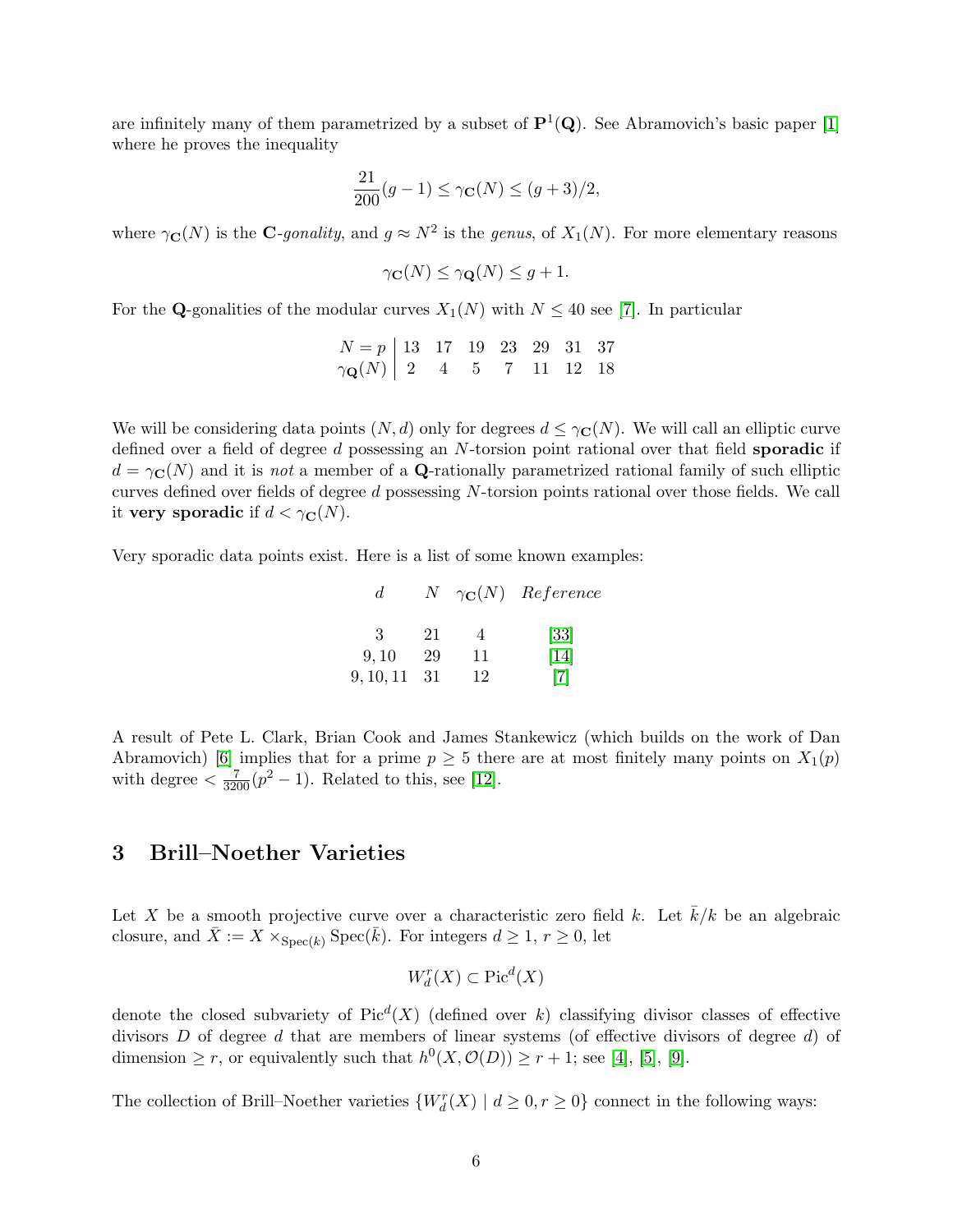are infinitely many of them parametrized by a subset of $\mathbf{P}^1(\mathbf{Q})$. See Abramovich's basic paper [1] where he proves the inequality

$$\frac{21}{200}(g-1) \leq \gamma_{\mathbf{C}}(N) \leq (g+3)/2,$$

where $\gamma_{\mathbf{C}}(N)$ is the $\mathbf{C}$-*gonality*, and $g \approx N^2$ is the *genus*, of $X_1(N)$. For more elementary reasons

$$\gamma_{\mathbf{C}}(N) \leq \gamma_{\mathbf{Q}}(N) \leq g+1.$$

For the $\mathbf{Q}$-gonalities of the modular curves $X_1(N)$ with $N \leq 40$ see [7]. In particular

| $N = p$ | 13 | 17 | 19 | 23 | 29 | 31 | 37 |
|---|---|---|---|---|---|---|---|
| $\gamma_{\mathbf{Q}}(N)$ | 2 | 4 | 5 | 7 | 11 | 12 | 18 |

We will be considering data points $(N, d)$ only for degrees $d \leq \gamma_{\mathbf{C}}(N)$. We will call an elliptic curve defined over a field of degree $d$ possessing an $N$-torsion point rational over that field **sporadic** if $d = \gamma_{\mathbf{C}}(N)$ and it is *not* a member of a $\mathbf{Q}$-rationally parametrized rational family of such elliptic curves defined over fields of degree $d$ possessing $N$-torsion points rational over those fields. We call it **very sporadic** if $d < \gamma_{\mathbf{C}}(N)$.

Very sporadic data points exist. Here is a list of some known examples:

| $d$ | $N$ | $\gamma_{\mathbf{C}}(N)$ | *Reference* |
|---|---|---|---|
| 3 | 21 | 4 | [33] |
| 9, 10 | 29 | 11 | [14] |
| 9, 10, 11 | 31 | 12 | [7] |

A result of Pete L. Clark, Brian Cook and James Stankewicz (which builds on the work of Dan Abramovich) [6] implies that for a prime $p \geq 5$ there are at most finitely many points on $X_1(p)$ with degree $< \frac{7}{3200}(p^2-1)$. Related to this, see [12].

## 3 Brill–Noether Varieties

Let $X$ be a smooth projective curve over a characteristic zero field $k$. Let $\bar{k}/k$ be an algebraic closure, and $\bar{X} := X \times_{\mathrm{Spec}(k)} \mathrm{Spec}(\bar{k})$. For integers $d \geq 1$, $r \geq 0$, let

$$W_d^r(X) \subset \mathrm{Pic}^d(X)$$

denote the closed subvariety of $\mathrm{Pic}^d(X)$ (defined over $k$) classifying divisor classes of effective divisors $D$ of degree $d$ that are members of linear systems (of effective divisors of degree $d$) of dimension $\geq r$, or equivalently such that $h^0(X, \mathcal{O}(D)) \geq r+1$; see [4], [5], [9].

The collection of Brill–Noether varieties $\{W_d^r(X) \mid d \geq 0, r \geq 0\}$ connect in the following ways: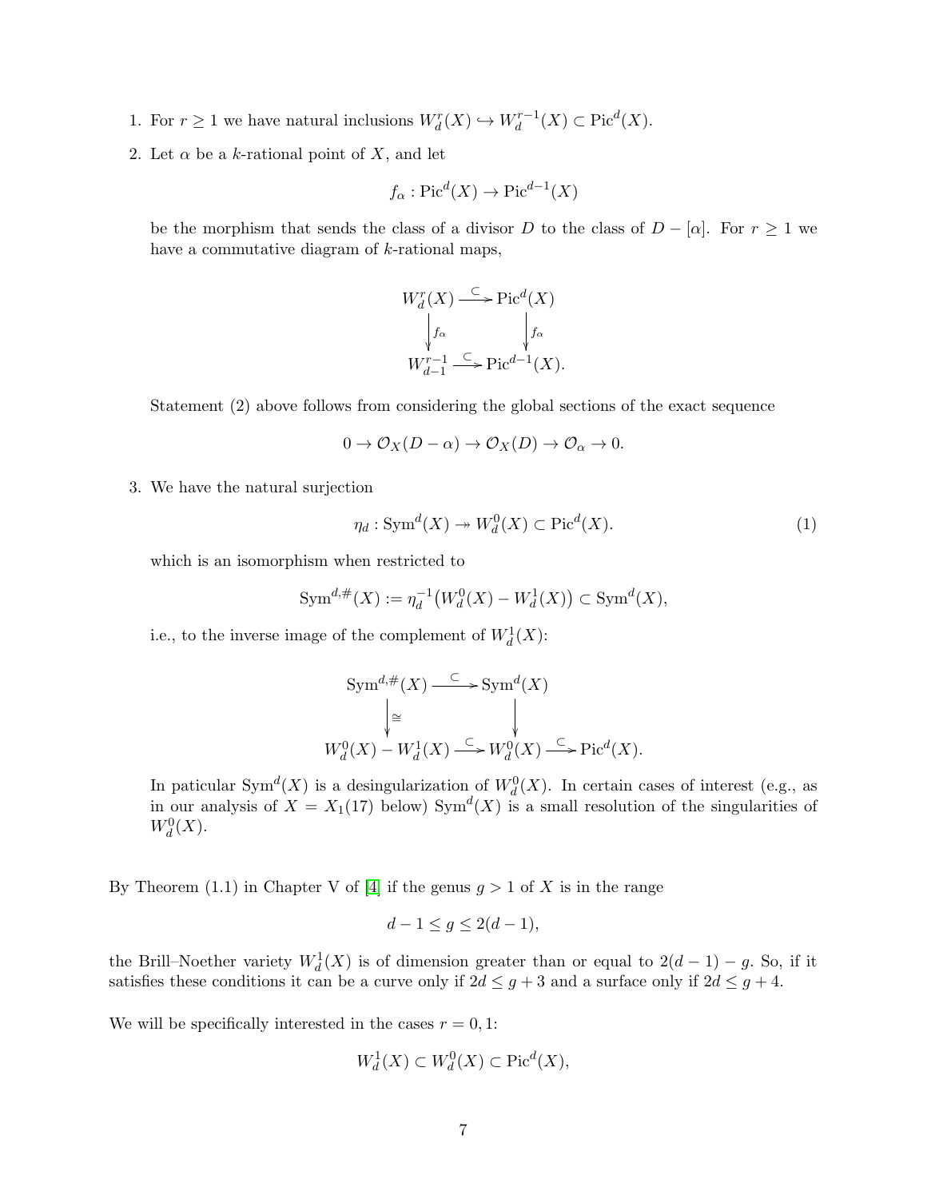1. For $r \geq 1$ we have natural inclusions $W^r_d(X) \hookrightarrow W^{r-1}_d(X) \subset \mathrm{Pic}^d(X)$.

2. Let $\alpha$ be a $k$-rational point of $X$, and let

   $$f_\alpha : \mathrm{Pic}^d(X) \to \mathrm{Pic}^{d-1}(X)$$

   be the morphism that sends the class of a divisor $D$ to the class of $D - [\alpha]$. For $r \geq 1$ we have a commutative diagram of $k$-rational maps,

   $$\begin{array}{ccc} W^r_d(X) & \xrightarrow{\subset} & \mathrm{Pic}^d(X) \\ \downarrow f_\alpha & & \downarrow f_\alpha \\ W^{r-1}_{d-1} & \xrightarrow{\subset} & \mathrm{Pic}^{d-1}(X). \end{array}$$

   Statement (2) above follows from considering the global sections of the exact sequence

   $$0 \to \mathcal{O}_X(D - \alpha) \to \mathcal{O}_X(D) \to \mathcal{O}_\alpha \to 0.$$

3. We have the natural surjection

   $$\eta_d : \mathrm{Sym}^d(X) \twoheadrightarrow W^0_d(X) \subset \mathrm{Pic}^d(X). \tag{1}$$

   which is an isomorphism when restricted to

   $$\mathrm{Sym}^{d,\#}(X) := \eta_d^{-1}\big(W^0_d(X) - W^1_d(X)\big) \subset \mathrm{Sym}^d(X),$$

   i.e., to the inverse image of the complement of $W^1_d(X)$:

   $$\begin{array}{ccccc} \mathrm{Sym}^{d,\#}(X) & \xrightarrow{\subset} & \mathrm{Sym}^d(X) & & \\ \downarrow \cong & & \downarrow & & \\ W^0_d(X) - W^1_d(X) & \xrightarrow{\subset} & W^0_d(X) & \xrightarrow{\subset} & \mathrm{Pic}^d(X). \end{array}$$

   In paticular $\mathrm{Sym}^d(X)$ is a desingularization of $W^0_d(X)$. In certain cases of interest (e.g., as in our analysis of $X = X_1(17)$ below) $\mathrm{Sym}^d(X)$ is a small resolution of the singularities of $W^0_d(X)$.

By Theorem (1.1) in Chapter V of [4] if the genus $g > 1$ of $X$ is in the range

$$d - 1 \leq g \leq 2(d-1),$$

the Brill–Noether variety $W^1_d(X)$ is of dimension greater than or equal to $2(d-1) - g$. So, if it satisfies these conditions it can be a curve only if $2d \leq g + 3$ and a surface only if $2d \leq g + 4$.

We will be specifically interested in the cases $r = 0, 1$:

$$W^1_d(X) \subset W^0_d(X) \subset \mathrm{Pic}^d(X),$$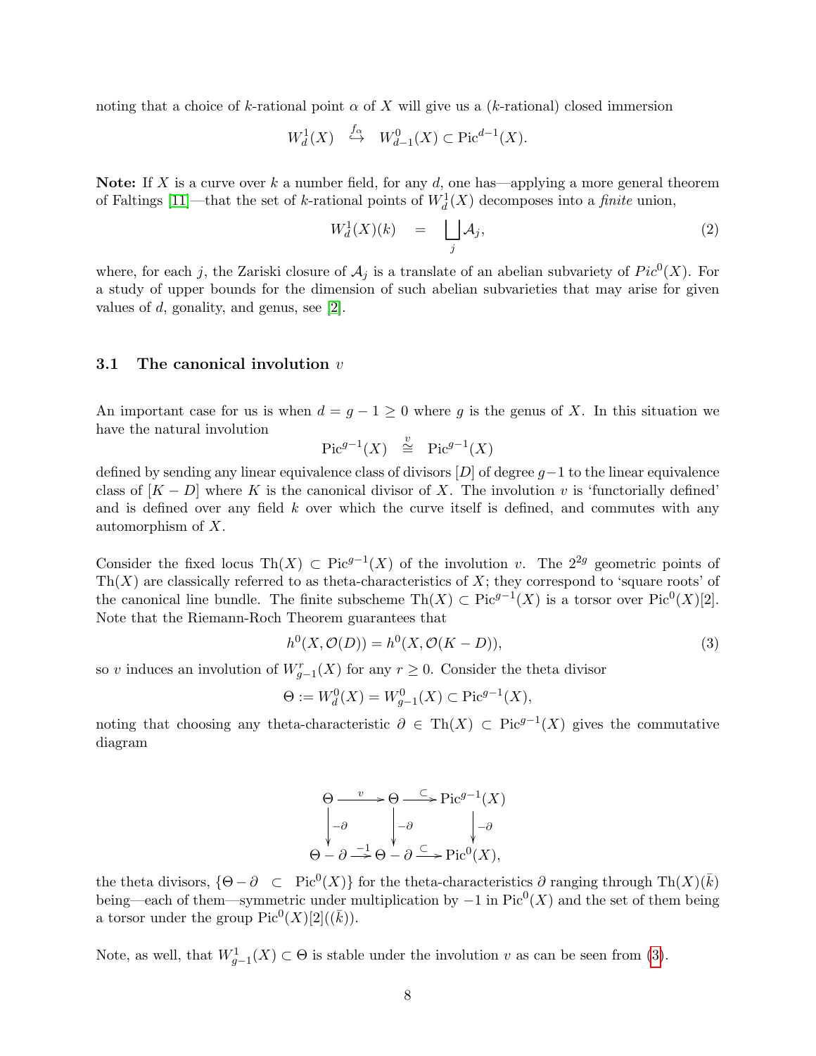noting that a choice of $k$-rational point $\alpha$ of $X$ will give us a ($k$-rational) closed immersion

$$W^1_d(X) \overset{f_\alpha}{\hookrightarrow} W^0_{d-1}(X) \subset \mathrm{Pic}^{d-1}(X).$$

**Note:** If $X$ is a curve over $k$ a number field, for any $d$, one has—applying a more general theorem of Faltings [11]—that the set of $k$-rational points of $W^1_d(X)$ decomposes into a *finite* union,

$$W^1_d(X)(k) \quad = \quad \bigsqcup_j \mathcal{A}_j, \tag{2}$$

where, for each $j$, the Zariski closure of $\mathcal{A}_j$ is a translate of an abelian subvariety of $Pic^0(X)$. For a study of upper bounds for the dimension of such abelian subvarieties that may arise for given values of $d$, gonality, and genus, see [2].

### 3.1 The canonical involution $v$

An important case for us is when $d = g-1 \geq 0$ where $g$ is the genus of $X$. In this situation we have the natural involution

$$\mathrm{Pic}^{g-1}(X) \overset{v}{\cong} \mathrm{Pic}^{g-1}(X)$$

defined by sending any linear equivalence class of divisors $[D]$ of degree $g-1$ to the linear equivalence class of $[K-D]$ where $K$ is the canonical divisor of $X$. The involution $v$ is 'functorially defined' and is defined over any field $k$ over which the curve itself is defined, and commutes with any automorphism of $X$.

Consider the fixed locus $\mathrm{Th}(X) \subset \mathrm{Pic}^{g-1}(X)$ of the involution $v$. The $2^{2g}$ geometric points of $\mathrm{Th}(X)$ are classically referred to as theta-characteristics of $X$; they correspond to 'square roots' of the canonical line bundle. The finite subscheme $\mathrm{Th}(X) \subset \mathrm{Pic}^{g-1}(X)$ is a torsor over $\mathrm{Pic}^0(X)[2]$. Note that the Riemann-Roch Theorem guarantees that

$$h^0(X, \mathcal{O}(D)) = h^0(X, \mathcal{O}(K-D)), \tag{3}$$

so $v$ induces an involution of $W^r_{g-1}(X)$ for any $r \geq 0$. Consider the theta divisor

$$\Theta := W^0_d(X) = W^0_{g-1}(X) \subset \mathrm{Pic}^{g-1}(X),$$

noting that choosing any theta-characteristic $\partial \in \mathrm{Th}(X) \subset \mathrm{Pic}^{g-1}(X)$ gives the commutative diagram

$$\begin{array}{ccccc}
\Theta & \xrightarrow{v} & \Theta & \xrightarrow{\subset} & \mathrm{Pic}^{g-1}(X) \\
\downarrow{\scriptstyle -\partial} & & \downarrow{\scriptstyle -\partial} & & \downarrow{\scriptstyle -\partial} \\
\Theta - \partial & \xrightarrow{-1} & \Theta - \partial & \xrightarrow{\subset} & \mathrm{Pic}^0(X),
\end{array}$$

the theta divisors, $\{\Theta - \partial \ \subset \ \mathrm{Pic}^0(X)\}$ for the theta-characteristics $\partial$ ranging through $\mathrm{Th}(X)(\bar{k})$ being—each of them—symmetric under multiplication by $-1$ in $\mathrm{Pic}^0(X)$ and the set of them being a torsor under the group $\mathrm{Pic}^0(X)[2]((\bar{k}))$.

Note, as well, that $W^1_{g-1}(X) \subset \Theta$ is stable under the involution $v$ as can be seen from (3).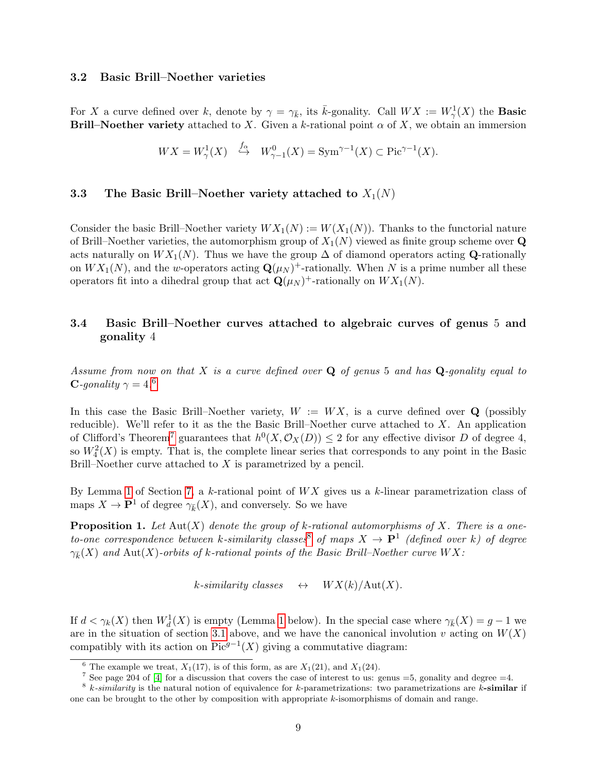### 3.2 Basic Brill–Noether varieties

For $X$ a curve defined over $k$, denote by $\gamma = \gamma_{\bar{k}}$, its $\bar{k}$-gonality. Call $WX := W^1_\gamma(X)$ the **Basic Brill–Noether variety** attached to $X$. Given a $k$-rational point $\alpha$ of $X$, we obtain an immersion

$$WX = W^1_\gamma(X) \quad \overset{f_\alpha}{\hookrightarrow} \quad W^0_{\gamma-1}(X) = \mathrm{Sym}^{\gamma-1}(X) \subset \mathrm{Pic}^{\gamma-1}(X).$$

### 3.3 The Basic Brill–Noether variety attached to $X_1(N)$

Consider the basic Brill–Noether variety $WX_1(N) := W(X_1(N))$. Thanks to the functorial nature of Brill–Noether varieties, the automorphism group of $X_1(N)$ viewed as finite group scheme over $\mathbf{Q}$ acts naturally on $WX_1(N)$. Thus we have the group $\Delta$ of diamond operators acting $\mathbf{Q}$-rationally on $WX_1(N)$, and the $w$-operators acting $\mathbf{Q}(\mu_N)^+$-rationally. When $N$ is a prime number all these operators fit into a dihedral group that act $\mathbf{Q}(\mu_N)^+$-rationally on $WX_1(N)$.

### 3.4 Basic Brill–Noether curves attached to algebraic curves of genus 5 and gonality 4

*Assume from now on that $X$ is a curve defined over $\mathbf{Q}$ of genus 5 and has $\mathbf{Q}$-gonality equal to $\mathbf{C}$-gonality $\gamma = 4$.*[6]

In this case the Basic Brill–Noether variety, $W := WX$, is a curve defined over $\mathbf{Q}$ (possibly reducible). We'll refer to it as the the Basic Brill–Noether curve attached to $X$. An application of Clifford's Theorem[7] guarantees that $h^0(X, \mathcal{O}_X(D)) \leq 2$ for any effective divisor $D$ of degree 4, so $W^2_4(X)$ is empty. That is, the complete linear series that corresponds to any point in the Basic Brill–Noether curve attached to $X$ is parametrized by a pencil.

By Lemma 1 of Section 7, a $k$-rational point of $WX$ gives us a $k$-linear parametrization class of maps $X \to \mathbf{P}^1$ of degree $\gamma_{\bar{k}}(X)$, and conversely. So we have

**Proposition 1.** *Let $\mathrm{Aut}(X)$ denote the group of $k$-rational automorphisms of $X$. There is a one-to-one correspondence between $k$-similarity classes*[8] *of maps $X \to \mathbf{P}^1$ (defined over $k$) of degree $\gamma_{\bar{k}}(X)$ and $\mathrm{Aut}(X)$-orbits of $k$-rational points of the Basic Brill–Noether curve $WX$:*

$$k\text{-similarity classes} \quad \leftrightarrow \quad WX(k)/\mathrm{Aut}(X).$$

If $d < \gamma_k(X)$ then $W^1_d(X)$ is empty (Lemma 1 below). In the special case where $\gamma_{\bar{k}}(X) = g - 1$ we are in the situation of section 3.1 above, and we have the canonical involution $v$ acting on $W(X)$ compatibly with its action on $\mathrm{Pic}^{g-1}(X)$ giving a commutative diagram:

---

[6] The example we treat, $X_1(17)$, is of this form, as are $X_1(21)$, and $X_1(24)$.

[7] See page 204 of [4] for a discussion that covers the case of interest to us: genus =5, gonality and degree =4.

[8] *$k$-similarity* is the natural notion of equivalence for $k$-parametrizations: two parametrizations are **$k$-similar** if one can be brought to the other by composition with appropriate $k$-isomorphisms of domain and range.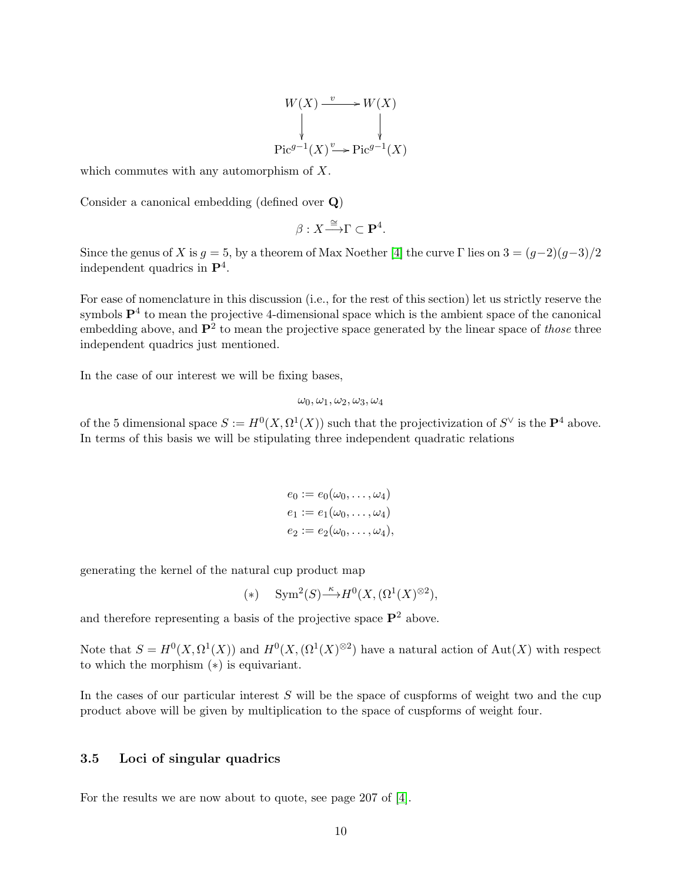$$\begin{array}{ccc}
W(X) & \xrightarrow{v} & W(X) \\
\downarrow & & \downarrow \\
\mathrm{Pic}^{g-1}(X) & \xrightarrow{v} & \mathrm{Pic}^{g-1}(X)
\end{array}$$

which commutes with any automorphism of $X$.

Consider a canonical embedding (defined over $\mathbf{Q}$)

$$\beta : X \xrightarrow{\cong} \Gamma \subset \mathbf{P}^4.$$

Since the genus of $X$ is $g = 5$, by a theorem of Max Noether [4] the curve $\Gamma$ lies on $3 = (g-2)(g-3)/2$ independent quadrics in $\mathbf{P}^4$.

For ease of nomenclature in this discussion (i.e., for the rest of this section) let us strictly reserve the symbols $\mathbf{P}^4$ to mean the projective 4-dimensional space which is the ambient space of the canonical embedding above, and $\mathbf{P}^2$ to mean the projective space generated by the linear space of *those* three independent quadrics just mentioned.

In the case of our interest we will be fixing bases,

$$\omega_0, \omega_1, \omega_2, \omega_3, \omega_4$$

of the 5 dimensional space $S := H^0(X, \Omega^1(X))$ such that the projectivization of $S^\vee$ is the $\mathbf{P}^4$ above. In terms of this basis we will be stipulating three independent quadratic relations

$$\begin{aligned}
e_0 &:= e_0(\omega_0, \ldots, \omega_4) \\
e_1 &:= e_1(\omega_0, \ldots, \omega_4) \\
e_2 &:= e_2(\omega_0, \ldots, \omega_4),
\end{aligned}$$

generating the kernel of the natural cup product map

$$(*) \quad \mathrm{Sym}^2(S) \xrightarrow{\kappa} H^0(X, (\Omega^1(X)^{\otimes 2}),$$

and therefore representing a basis of the projective space $\mathbf{P}^2$ above.

Note that $S = H^0(X, \Omega^1(X))$ and $H^0(X, (\Omega^1(X)^{\otimes 2})$ have a natural action of $\mathrm{Aut}(X)$ with respect to which the morphism $(*)$ is equivariant.

In the cases of our particular interest $S$ will be the space of cuspforms of weight two and the cup product above will be given by multiplication to the space of cuspforms of weight four.

### 3.5 Loci of singular quadrics

For the results we are now about to quote, see page 207 of [4].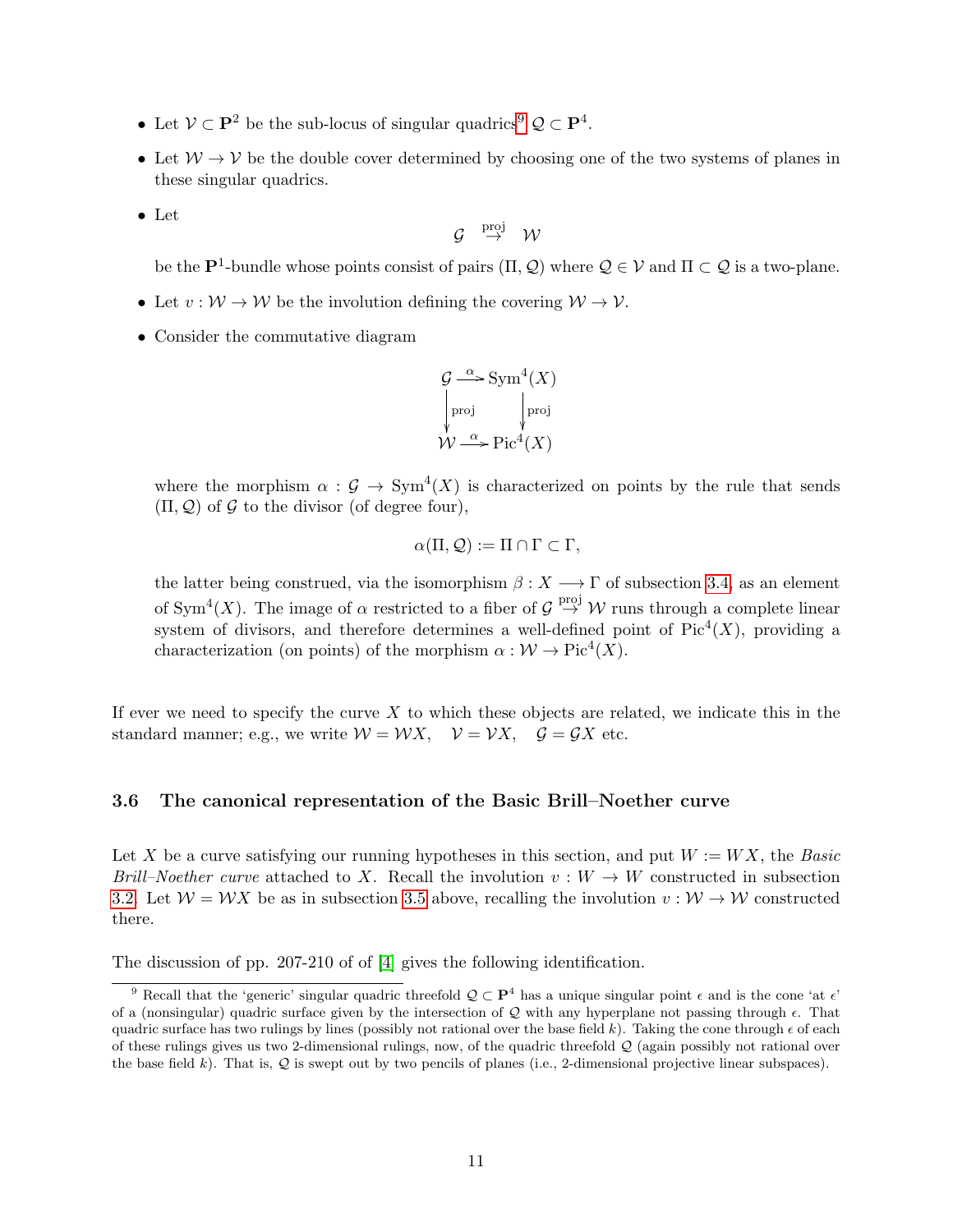- Let $\mathcal{V} \subset \mathbf{P}^2$ be the sub-locus of singular quadrics[9] $\mathcal{Q} \subset \mathbf{P}^4$.
- Let $\mathcal{W} \to \mathcal{V}$ be the double cover determined by choosing one of the two systems of planes in these singular quadrics.
- Let

$$\mathcal{G} \overset{\text{proj}}{\to} \mathcal{W}$$

be the $\mathbf{P}^1$-bundle whose points consist of pairs $(\Pi, \mathcal{Q})$ where $\mathcal{Q} \in \mathcal{V}$ and $\Pi \subset \mathcal{Q}$ is a two-plane.
- Let $v : \mathcal{W} \to \mathcal{W}$ be the involution defining the covering $\mathcal{W} \to \mathcal{V}$.
- Consider the commutative diagram

$$\begin{array}{ccc} \mathcal{G} & \xrightarrow{\alpha} & \mathrm{Sym}^4(X) \\ \downarrow{\scriptstyle \text{proj}} & & \downarrow{\scriptstyle \text{proj}} \\ \mathcal{W} & \xrightarrow{\alpha} & \mathrm{Pic}^4(X) \end{array}$$

where the morphism $\alpha : \mathcal{G} \to \mathrm{Sym}^4(X)$ is characterized on points by the rule that sends $(\Pi, \mathcal{Q})$ of $\mathcal{G}$ to the divisor (of degree four),

$$\alpha(\Pi, \mathcal{Q}) := \Pi \cap \Gamma \subset \Gamma,$$

the latter being construed, via the isomorphism $\beta : X \longrightarrow \Gamma$ of subsection 3.4, as an element of $\mathrm{Sym}^4(X)$. The image of $\alpha$ restricted to a fiber of $\mathcal{G} \overset{\text{proj}}{\to} \mathcal{W}$ runs through a complete linear system of divisors, and therefore determines a well-defined point of $\mathrm{Pic}^4(X)$, providing a characterization (on points) of the morphism $\alpha : \mathcal{W} \to \mathrm{Pic}^4(X)$.

If ever we need to specify the curve $X$ to which these objects are related, we indicate this in the standard manner; e.g., we write $\mathcal{W} = \mathcal{W}X, \quad \mathcal{V} = \mathcal{V}X, \quad \mathcal{G} = \mathcal{G}X$ etc.

### 3.6 The canonical representation of the Basic Brill–Noether curve

Let $X$ be a curve satisfying our running hypotheses in this section, and put $W := WX$, the *Basic Brill–Noether curve* attached to $X$. Recall the involution $v : W \to W$ constructed in subsection 3.2. Let $\mathcal{W} = \mathcal{W}X$ be as in subsection 3.5 above, recalling the involution $v : \mathcal{W} \to \mathcal{W}$ constructed there.

The discussion of pp. 207-210 of of [4] gives the following identification.

[9] Recall that the 'generic' singular quadric threefold $\mathcal{Q} \subset \mathbf{P}^4$ has a unique singular point $\epsilon$ and is the cone 'at $\epsilon$' of a (nonsingular) quadric surface given by the intersection of $\mathcal{Q}$ with any hyperplane not passing through $\epsilon$. That quadric surface has two rulings by lines (possibly not rational over the base field $k$). Taking the cone through $\epsilon$ of each of these rulings gives us two 2-dimensional rulings, now, of the quadric threefold $\mathcal{Q}$ (again possibly not rational over the base field $k$). That is, $\mathcal{Q}$ is swept out by two pencils of planes (i.e., 2-dimensional projective linear subspaces).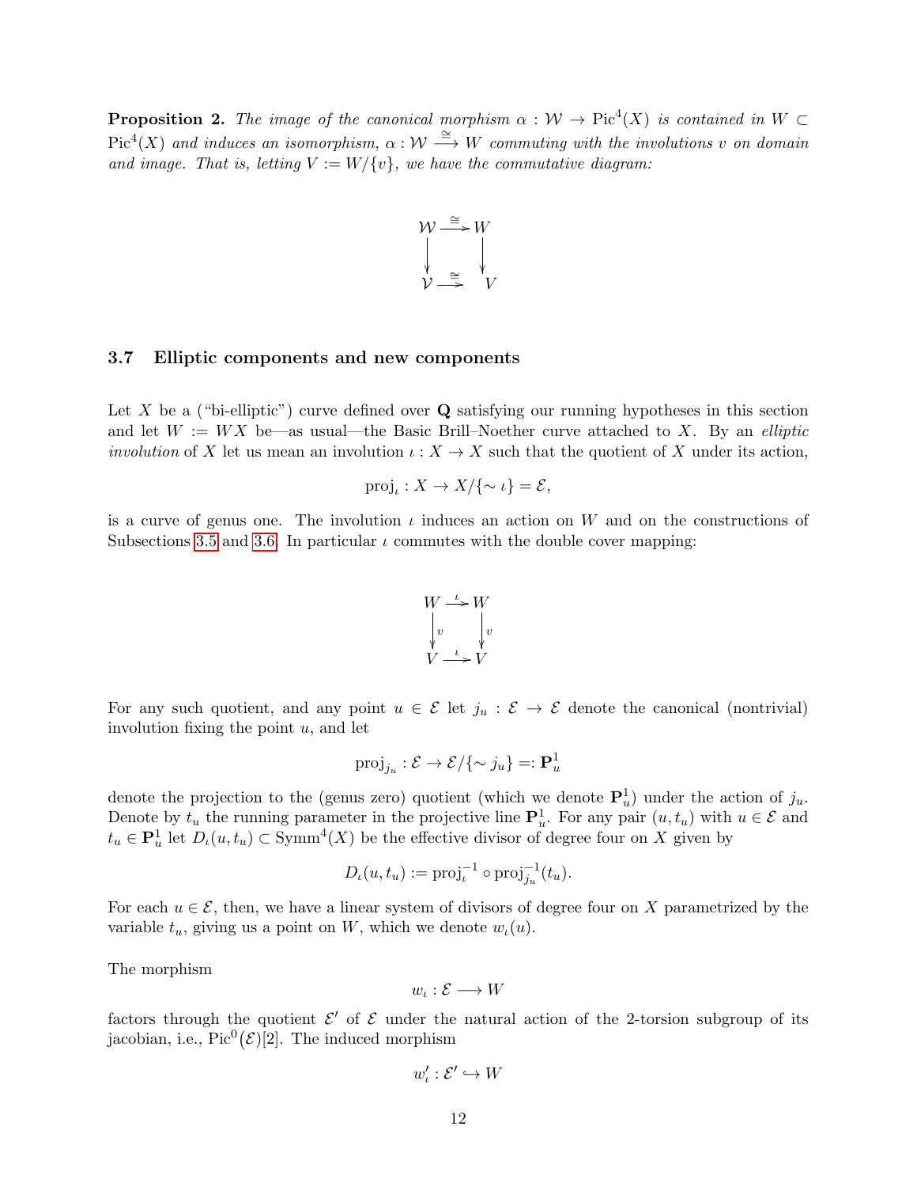**Proposition 2.** *The image of the canonical morphism $\alpha : \mathcal{W} \to \mathrm{Pic}^4(X)$ is contained in $W \subset \mathrm{Pic}^4(X)$ and induces an isomorphism, $\alpha : \mathcal{W} \xrightarrow{\cong} W$ commuting with the involutions $v$ on domain and image. That is, letting $V := W/\{v\}$, we have the commutative diagram:*

$$\begin{array}{ccc} \mathcal{W} & \xrightarrow{\cong} & W \\ \downarrow & & \downarrow \\ \mathcal{V} & \xrightarrow{\cong} & V \end{array}$$

### 3.7 Elliptic components and new components

Let $X$ be a ("bi-elliptic") curve defined over $\mathbf{Q}$ satisfying our running hypotheses in this section and let $W := WX$ be—as usual—the Basic Brill–Noether curve attached to $X$. By an *elliptic involution* of $X$ let us mean an involution $\iota : X \to X$ such that the quotient of $X$ under its action,

$$\mathrm{proj}_\iota : X \to X/\{\sim \iota\} = \mathcal{E},$$

is a curve of genus one. The involution $\iota$ induces an action on $W$ and on the constructions of Subsections 3.5 and 3.6. In particular $\iota$ commutes with the double cover mapping:

$$\begin{array}{ccc} W & \xrightarrow{\iota} & W \\ \downarrow v & & \downarrow v \\ V & \xrightarrow{\iota} & V \end{array}$$

For any such quotient, and any point $u \in \mathcal{E}$ let $j_u : \mathcal{E} \to \mathcal{E}$ denote the canonical (nontrivial) involution fixing the point $u$, and let

$$\mathrm{proj}_{j_u} : \mathcal{E} \to \mathcal{E}/\{\sim j_u\} =: \mathbf{P}^1_u$$

denote the projection to the (genus zero) quotient (which we denote $\mathbf{P}^1_u$) under the action of $j_u$. Denote by $t_u$ the running parameter in the projective line $\mathbf{P}^1_u$. For any pair $(u, t_u)$ with $u \in \mathcal{E}$ and $t_u \in \mathbf{P}^1_u$ let $D_\iota(u, t_u) \subset \mathrm{Symm}^4(X)$ be the effective divisor of degree four on $X$ given by

$$D_\iota(u, t_u) := \mathrm{proj}_\iota^{-1} \circ \mathrm{proj}_{j_u}^{-1}(t_u).$$

For each $u \in \mathcal{E}$, then, we have a linear system of divisors of degree four on $X$ parametrized by the variable $t_u$, giving us a point on $W$, which we denote $w_\iota(u)$.

The morphism

$$w_\iota : \mathcal{E} \longrightarrow W$$

factors through the quotient $\mathcal{E}'$ of $\mathcal{E}$ under the natural action of the 2-torsion subgroup of its jacobian, i.e., $\mathrm{Pic}^0(\mathcal{E})[2]$. The induced morphism

$$w'_\iota : \mathcal{E}' \hookrightarrow W$$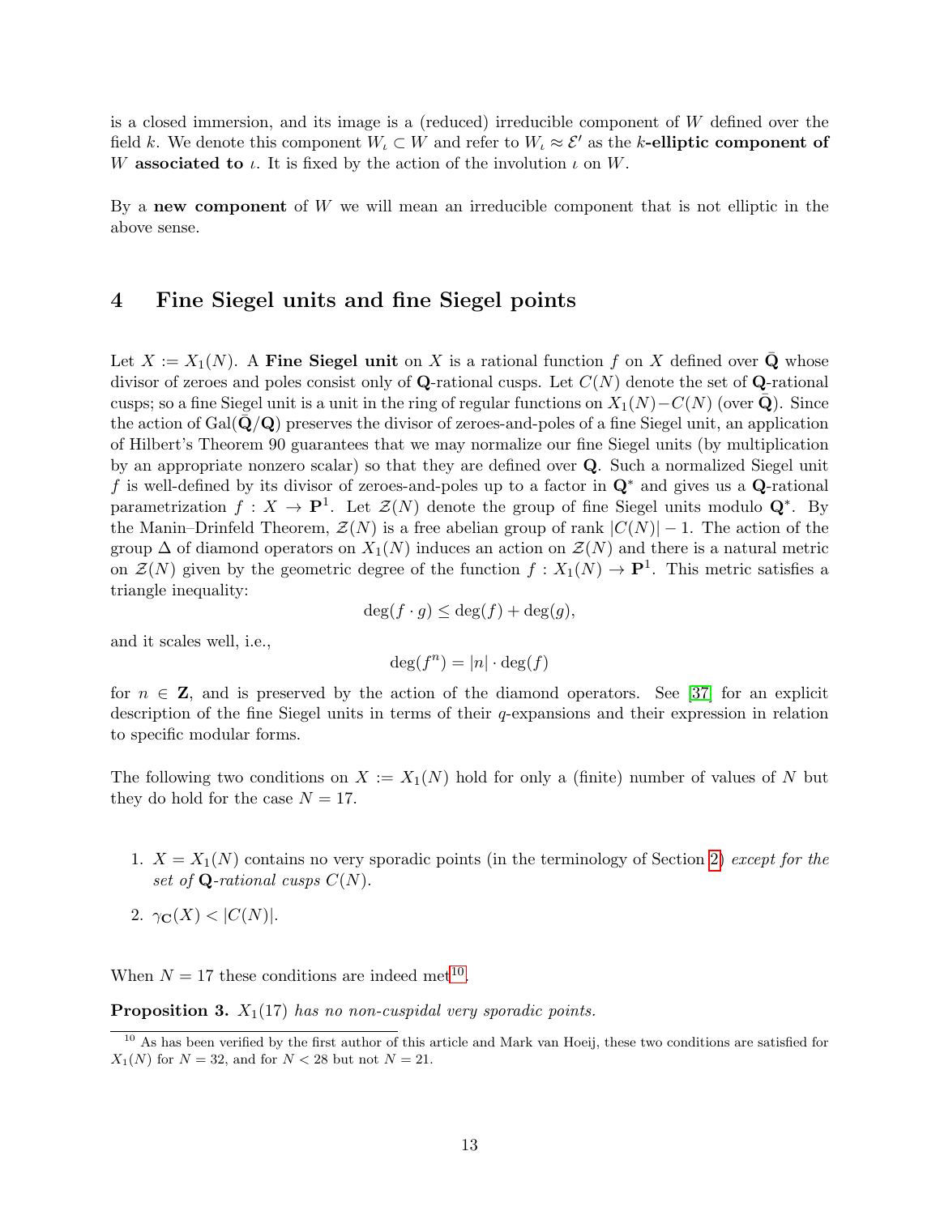is a closed immersion, and its image is a (reduced) irreducible component of $W$ defined over the field $k$. We denote this component $W_\iota \subset W$ and refer to $W_\iota \approx \mathcal{E}'$ as the **$k$-elliptic component of $W$ associated to $\iota$.** It is fixed by the action of the involution $\iota$ on $W$.

By a **new component** of $W$ we will mean an irreducible component that is not elliptic in the above sense.

## 4 Fine Siegel units and fine Siegel points

Let $X := X_1(N)$. A **Fine Siegel unit** on $X$ is a rational function $f$ on $X$ defined over $\bar{\mathbf{Q}}$ whose divisor of zeroes and poles consist only of $\mathbf{Q}$-rational cusps. Let $C(N)$ denote the set of $\mathbf{Q}$-rational cusps; so a fine Siegel unit is a unit in the ring of regular functions on $X_1(N) - C(N)$ (over $\bar{\mathbf{Q}}$). Since the action of $\mathrm{Gal}(\bar{\mathbf{Q}}/\mathbf{Q})$ preserves the divisor of zeroes-and-poles of a fine Siegel unit, an application of Hilbert's Theorem 90 guarantees that we may normalize our fine Siegel units (by multiplication by an appropriate nonzero scalar) so that they are defined over $\mathbf{Q}$. Such a normalized Siegel unit $f$ is well-defined by its divisor of zeroes-and-poles up to a factor in $\mathbf{Q}^*$ and gives us a $\mathbf{Q}$-rational parametrization $f : X \to \mathbf{P}^1$. Let $\mathcal{Z}(N)$ denote the group of fine Siegel units modulo $\mathbf{Q}^*$. By the Manin–Drinfeld Theorem, $\mathcal{Z}(N)$ is a free abelian group of rank $|C(N)| - 1$. The action of the group $\Delta$ of diamond operators on $X_1(N)$ induces an action on $\mathcal{Z}(N)$ and there is a natural metric on $\mathcal{Z}(N)$ given by the geometric degree of the function $f : X_1(N) \to \mathbf{P}^1$. This metric satisfies a triangle inequality:

$$\deg(f \cdot g) \leq \deg(f) + \deg(g),$$

and it scales well, i.e.,

$$\deg(f^n) = |n| \cdot \deg(f)$$

for $n \in \mathbf{Z}$, and is preserved by the action of the diamond operators. See [37] for an explicit description of the fine Siegel units in terms of their $q$-expansions and their expression in relation to specific modular forms.

The following two conditions on $X := X_1(N)$ hold for only a (finite) number of values of $N$ but they do hold for the case $N = 17$.

1. $X = X_1(N)$ contains no very sporadic points (in the terminology of Section 2) *except for the set of $\mathbf{Q}$-rational cusps $C(N)$.*
2. $\gamma_{\mathbf{C}}(X) < |C(N)|$.

When $N = 17$ these conditions are indeed met[10].

**Proposition 3.** *$X_1(17)$ has no non-cuspidal very sporadic points.*

[10] As has been verified by the first author of this article and Mark van Hoeij, these two conditions are satisfied for $X_1(N)$ for $N = 32$, and for $N < 28$ but not $N = 21$.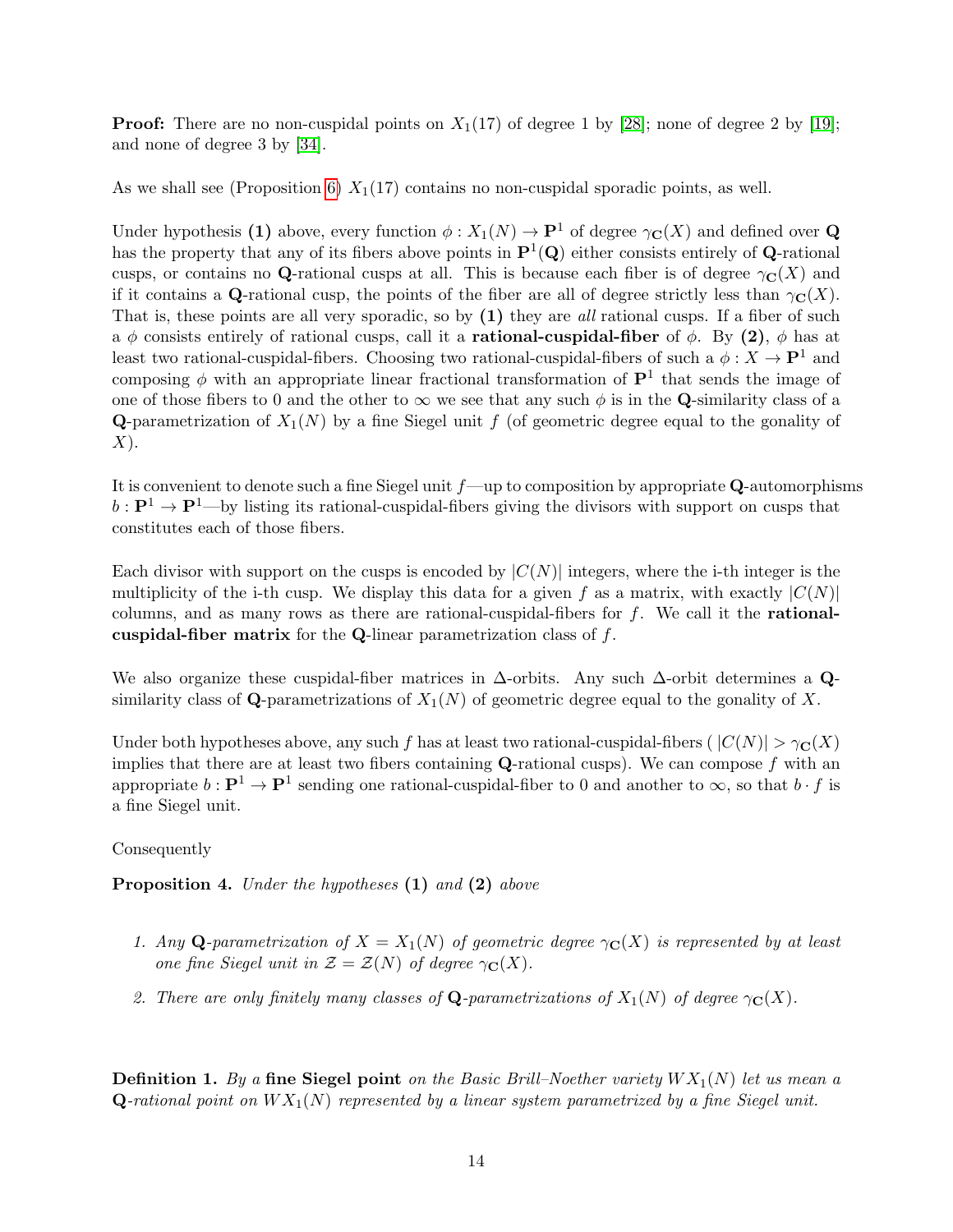**Proof:** There are no non-cuspidal points on $X_1(17)$ of degree 1 by [28]; none of degree 2 by [19]; and none of degree 3 by [34].

As we shall see (Proposition 6) $X_1(17)$ contains no non-cuspidal sporadic points, as well.

Under hypothesis **(1)** above, every function $\phi : X_1(N) \to \mathbf{P}^1$ of degree $\gamma_{\mathbf{C}}(X)$ and defined over $\mathbf{Q}$ has the property that any of its fibers above points in $\mathbf{P}^1(\mathbf{Q})$ either consists entirely of $\mathbf{Q}$-rational cusps, or contains no $\mathbf{Q}$-rational cusps at all. This is because each fiber is of degree $\gamma_{\mathbf{C}}(X)$ and if it contains a $\mathbf{Q}$-rational cusp, the points of the fiber are all of degree strictly less than $\gamma_{\mathbf{C}}(X)$. That is, these points are all very sporadic, so by **(1)** they are *all* rational cusps. If a fiber of such a $\phi$ consists entirely of rational cusps, call it a **rational-cuspidal-fiber** of $\phi$. By **(2)**, $\phi$ has at least two rational-cuspidal-fibers. Choosing two rational-cuspidal-fibers of such a $\phi : X \to \mathbf{P}^1$ and composing $\phi$ with an appropriate linear fractional transformation of $\mathbf{P}^1$ that sends the image of one of those fibers to 0 and the other to $\infty$ we see that any such $\phi$ is in the $\mathbf{Q}$-similarity class of a $\mathbf{Q}$-parametrization of $X_1(N)$ by a fine Siegel unit $f$ (of geometric degree equal to the gonality of $X$).

It is convenient to denote such a fine Siegel unit $f$—up to composition by appropriate $\mathbf{Q}$-automorphisms $b : \mathbf{P}^1 \to \mathbf{P}^1$—by listing its rational-cuspidal-fibers giving the divisors with support on cusps that constitutes each of those fibers.

Each divisor with support on the cusps is encoded by $|C(N)|$ integers, where the i-th integer is the multiplicity of the i-th cusp. We display this data for a given $f$ as a matrix, with exactly $|C(N)|$ columns, and as many rows as there are rational-cuspidal-fibers for $f$. We call it the **rational-cuspidal-fiber matrix** for the $\mathbf{Q}$-linear parametrization class of $f$.

We also organize these cuspidal-fiber matrices in $\Delta$-orbits. Any such $\Delta$-orbit determines a $\mathbf{Q}$-similarity class of $\mathbf{Q}$-parametrizations of $X_1(N)$ of geometric degree equal to the gonality of $X$.

Under both hypotheses above, any such $f$ has at least two rational-cuspidal-fibers ( $|C(N)| > \gamma_{\mathbf{C}}(X)$ implies that there are at least two fibers containing $\mathbf{Q}$-rational cusps). We can compose $f$ with an appropriate $b : \mathbf{P}^1 \to \mathbf{P}^1$ sending one rational-cuspidal-fiber to 0 and another to $\infty$, so that $b \cdot f$ is a fine Siegel unit.

Consequently

**Proposition 4.** *Under the hypotheses* **(1)** *and* **(2)** *above*

1. *Any $\mathbf{Q}$-parametrization of $X = X_1(N)$ of geometric degree $\gamma_{\mathbf{C}}(X)$ is represented by at least one fine Siegel unit in $\mathcal{Z} = \mathcal{Z}(N)$ of degree $\gamma_{\mathbf{C}}(X)$.*
2. *There are only finitely many classes of $\mathbf{Q}$-parametrizations of $X_1(N)$ of degree $\gamma_{\mathbf{C}}(X)$.*

**Definition 1.** *By a* **fine Siegel point** *on the Basic Brill–Noether variety $WX_1(N)$ let us mean a $\mathbf{Q}$-rational point on $WX_1(N)$ represented by a linear system parametrized by a fine Siegel unit.*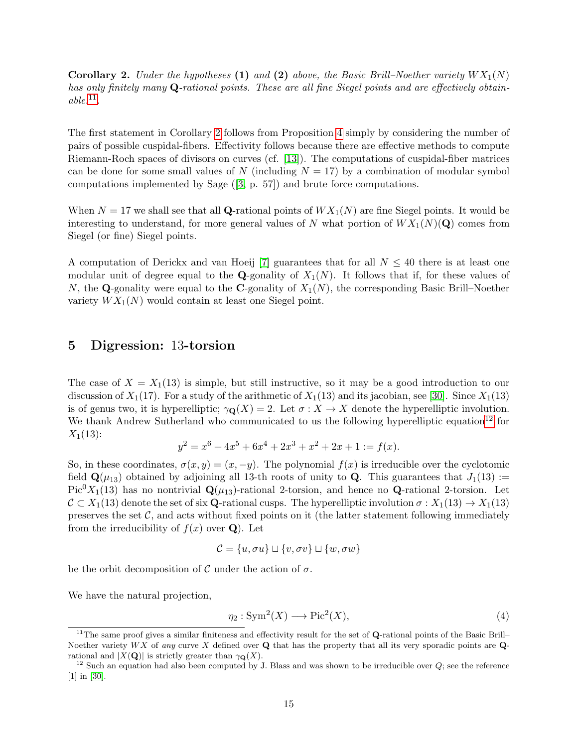**Corollary 2.** *Under the hypotheses* **(1)** *and* **(2)** *above, the Basic Brill–Noether variety $WX_1(N)$ has only finitely many* **Q***-rational points. These are all fine Siegel points and are effectively obtainable*[11].

The first statement in Corollary 2 follows from Proposition 4 simply by considering the number of pairs of possible cuspidal-fibers. Effectivity follows because there are effective methods to compute Riemann-Roch spaces of divisors on curves (cf. [13]). The computations of cuspidal-fiber matrices can be done for some small values of $N$ (including $N = 17$) by a combination of modular symbol computations implemented by Sage ([3, p. 57]) and brute force computations.

When $N = 17$ we shall see that all $\mathbf{Q}$-rational points of $WX_1(N)$ are fine Siegel points. It would be interesting to understand, for more general values of $N$ what portion of $WX_1(N)(\mathbf{Q})$ comes from Siegel (or fine) Siegel points.

A computation of Derickx and van Hoeij [7] guarantees that for all $N \leq 40$ there is at least one modular unit of degree equal to the $\mathbf{Q}$-gonality of $X_1(N)$. It follows that if, for these values of $N$, the $\mathbf{Q}$-gonality were equal to the $\mathbf{C}$-gonality of $X_1(N)$, the corresponding Basic Brill–Noether variety $WX_1(N)$ would contain at least one Siegel point.

# 5 Digression: 13-torsion

The case of $X = X_1(13)$ is simple, but still instructive, so it may be a good introduction to our discussion of $X_1(17)$. For a study of the arithmetic of $X_1(13)$ and its jacobian, see [30]. Since $X_1(13)$ is of genus two, it is hyperelliptic; $\gamma_{\mathbf{Q}}(X) = 2$. Let $\sigma : X \to X$ denote the hyperelliptic involution. We thank Andrew Sutherland who communicated to us the following hyperelliptic equation[12] for $X_1(13)$:

$$y^2 = x^6 + 4x^5 + 6x^4 + 2x^3 + x^2 + 2x + 1 := f(x).$$

So, in these coordinates, $\sigma(x, y) = (x, -y)$. The polynomial $f(x)$ is irreducible over the cyclotomic field $\mathbf{Q}(\mu_{13})$ obtained by adjoining all 13-th roots of unity to $\mathbf{Q}$. This guarantees that $J_1(13) := \mathrm{Pic}^0 X_1(13)$ has no nontrivial $\mathbf{Q}(\mu_{13})$-rational 2-torsion, and hence no $\mathbf{Q}$-rational 2-torsion. Let $\mathcal{C} \subset X_1(13)$ denote the set of six $\mathbf{Q}$-rational cusps. The hyperelliptic involution $\sigma : X_1(13) \to X_1(13)$ preserves the set $\mathcal{C}$, and acts without fixed points on it (the latter statement following immediately from the irreducibility of $f(x)$ over $\mathbf{Q}$). Let

$$\mathcal{C} = \{u, \sigma u\} \sqcup \{v, \sigma v\} \sqcup \{w, \sigma w\}$$

be the orbit decomposition of $\mathcal{C}$ under the action of $\sigma$.

We have the natural projection,

$$\eta_2 : \mathrm{Sym}^2(X) \longrightarrow \mathrm{Pic}^2(X), \tag{4}$$

[11] The same proof gives a similar finiteness and effectivity result for the set of $\mathbf{Q}$-rational points of the Basic Brill–Noether variety $WX$ of *any* curve $X$ defined over $\mathbf{Q}$ that has the property that all its very sporadic points are $\mathbf{Q}$-rational and $|X(\mathbf{Q})|$ is strictly greater than $\gamma_{\mathbf{Q}}(X)$.

[12] Such an equation had also been computed by J. Blass and was shown to be irreducible over $Q$; see the reference [1] in [30].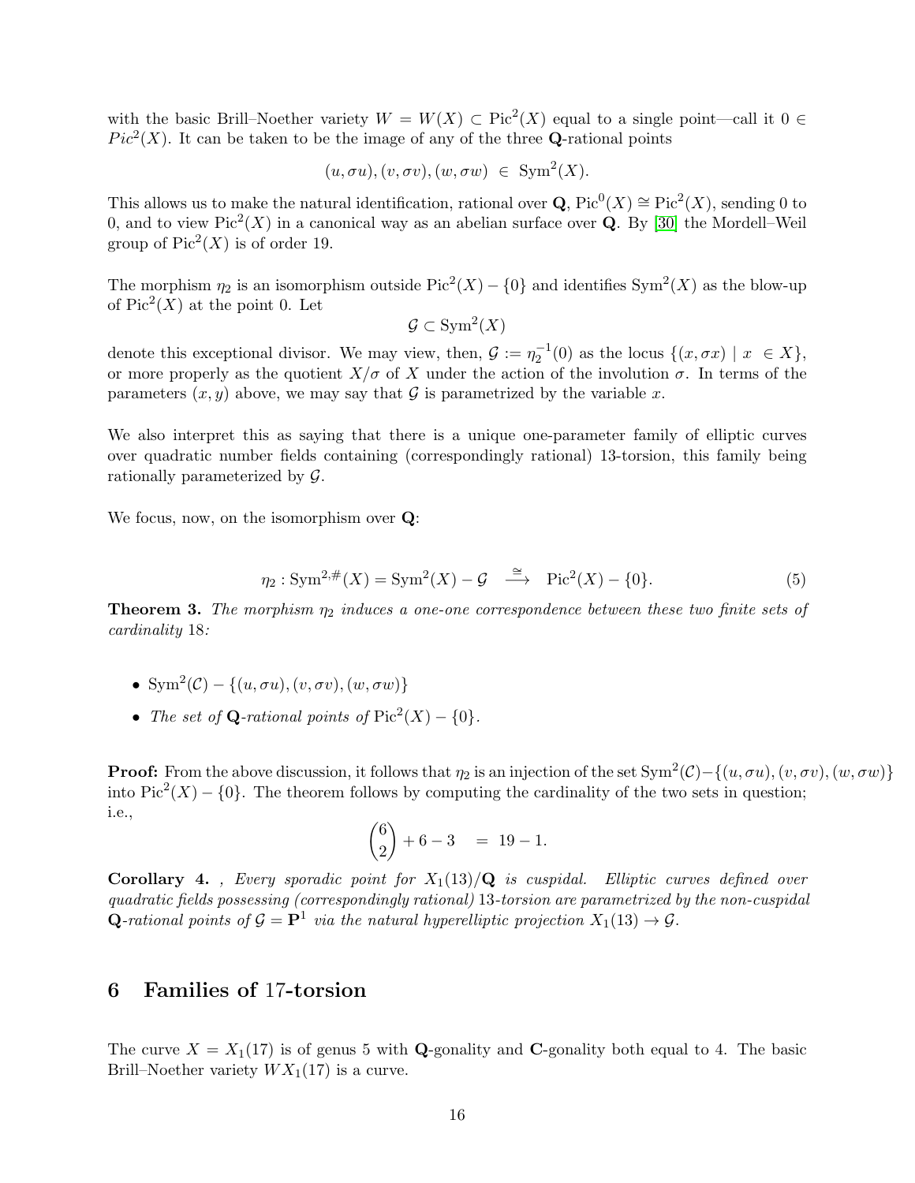with the basic Brill–Noether variety $W = W(X) \subset \mathrm{Pic}^2(X)$ equal to a single point—call it $0 \in Pic^2(X)$. It can be taken to be the image of any of the three **Q**-rational points

$$(u, \sigma u), (v, \sigma v), (w, \sigma w) \in \mathrm{Sym}^2(X).$$

This allows us to make the natural identification, rational over **Q**, $\mathrm{Pic}^0(X) \cong \mathrm{Pic}^2(X)$, sending 0 to 0, and to view $\mathrm{Pic}^2(X)$ in a canonical way as an abelian surface over **Q**. By [30] the Mordell–Weil group of $\mathrm{Pic}^2(X)$ is of order 19.

The morphism $\eta_2$ is an isomorphism outside $\mathrm{Pic}^2(X) - \{0\}$ and identifies $\mathrm{Sym}^2(X)$ as the blow-up of $\mathrm{Pic}^2(X)$ at the point 0. Let

$$\mathcal{G} \subset \mathrm{Sym}^2(X)$$

denote this exceptional divisor. We may view, then, $\mathcal{G} := \eta_2^{-1}(0)$ as the locus $\{(x, \sigma x) \mid x \in X\}$, or more properly as the quotient $X/\sigma$ of $X$ under the action of the involution $\sigma$. In terms of the parameters $(x, y)$ above, we may say that $\mathcal{G}$ is parametrized by the variable $x$.

We also interpret this as saying that there is a unique one-parameter family of elliptic curves over quadratic number fields containing (correspondingly rational) 13-torsion, this family being rationally parameterized by $\mathcal{G}$.

We focus, now, on the isomorphism over **Q**:

$$\eta_2 : \mathrm{Sym}^{2,\#}(X) = \mathrm{Sym}^2(X) - \mathcal{G} \quad \xrightarrow{\cong} \quad \mathrm{Pic}^2(X) - \{0\}. \tag{5}$$

**Theorem 3.** *The morphism $\eta_2$ induces a one-one correspondence between these two finite sets of cardinality 18:*

- $\mathrm{Sym}^2(\mathcal{C}) - \{(u, \sigma u), (v, \sigma v), (w, \sigma w)\}$
- *The set of **Q**-rational points of* $\mathrm{Pic}^2(X) - \{0\}$.

**Proof:** From the above discussion, it follows that $\eta_2$ is an injection of the set $\mathrm{Sym}^2(\mathcal{C}) - \{(u, \sigma u), (v, \sigma v), (w, \sigma w)\}$ into $\mathrm{Pic}^2(X) - \{0\}$. The theorem follows by computing the cardinality of the two sets in question; i.e.,

$$\binom{6}{2} + 6 - 3 \quad = \quad 19 - 1.$$

**Corollary 4.** *, Every sporadic point for $X_1(13)/\mathbf{Q}$ is cuspidal. Elliptic curves defined over quadratic fields possessing (correspondingly rational) 13-torsion are parametrized by the non-cuspidal **Q**-rational points of $\mathcal{G} = \mathbf{P}^1$ via the natural hyperelliptic projection $X_1(13) \to \mathcal{G}$.*

## 6 Families of 17-torsion

The curve $X = X_1(17)$ is of genus 5 with **Q**-gonality and **C**-gonality both equal to 4. The basic Brill–Noether variety $WX_1(17)$ is a curve.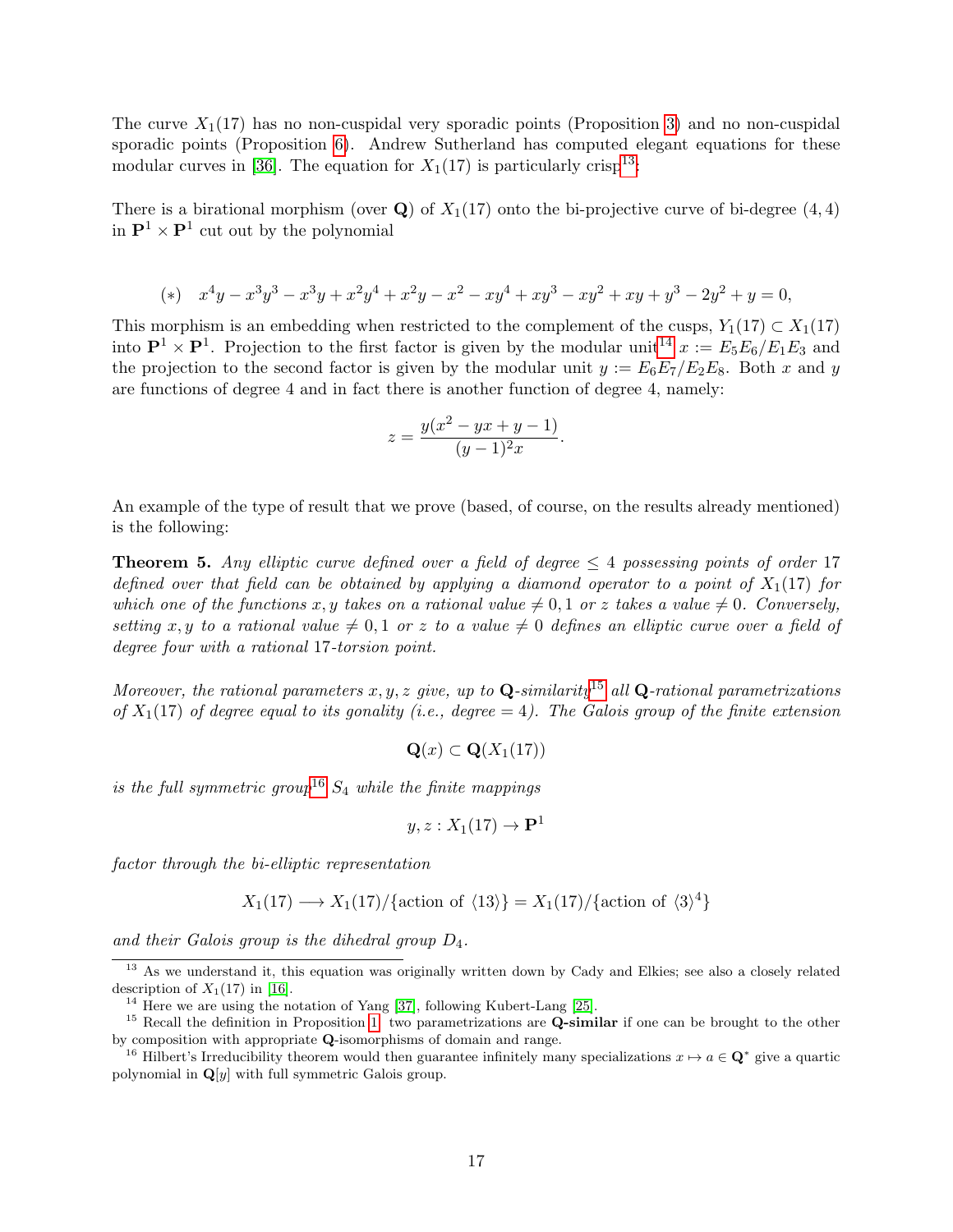The curve $X_1(17)$ has no non-cuspidal very sporadic points (Proposition 3) and no non-cuspidal sporadic points (Proposition 6). Andrew Sutherland has computed elegant equations for these modular curves in [36]. The equation for $X_1(17)$ is particularly crisp[13]:

There is a birational morphism (over $\mathbf{Q}$) of $X_1(17)$ onto the bi-projective curve of bi-degree $(4,4)$ in $\mathbf{P}^1 \times \mathbf{P}^1$ cut out by the polynomial

$$(*)\quad x^4y - x^3y^3 - x^3y + x^2y^4 + x^2y - x^2 - xy^4 + xy^3 - xy^2 + xy + y^3 - 2y^2 + y = 0,$$

This morphism is an embedding when restricted to the complement of the cusps, $Y_1(17) \subset X_1(17)$ into $\mathbf{P}^1 \times \mathbf{P}^1$. Projection to the first factor is given by the modular unit[14] $x := E_5E_6/E_1E_3$ and the projection to the second factor is given by the modular unit $y := E_6E_7/E_2E_8$. Both $x$ and $y$ are functions of degree 4 and in fact there is another function of degree 4, namely:

$$z = \frac{y(x^2 - yx + y - 1)}{(y-1)^2x}.$$

An example of the type of result that we prove (based, of course, on the results already mentioned) is the following:

**Theorem 5.** *Any elliptic curve defined over a field of degree $\leq 4$ possessing points of order 17 defined over that field can be obtained by applying a diamond operator to a point of $X_1(17)$ for which one of the functions $x, y$ takes on a rational value $\neq 0, 1$ or $z$ takes a value $\neq 0$. Conversely, setting $x, y$ to a rational value $\neq 0, 1$ or $z$ to a value $\neq 0$ defines an elliptic curve over a field of degree four with a rational 17-torsion point.*

*Moreover, the rational parameters $x, y, z$ give, up to $\mathbf{Q}$-similarity[15] all $\mathbf{Q}$-rational parametrizations of $X_1(17)$ of degree equal to its gonality (i.e., degree = 4). The Galois group of the finite extension*

$$\mathbf{Q}(x) \subset \mathbf{Q}(X_1(17))$$

*is the full symmetric group[16] $S_4$ while the finite mappings*

$$y, z : X_1(17) \to \mathbf{P}^1$$

*factor through the bi-elliptic representation*

$$X_1(17) \longrightarrow X_1(17)/\{\text{action of } \langle 13 \rangle\} = X_1(17)/\{\text{action of } \langle 3 \rangle^4\}$$

*and their Galois group is the dihedral group $D_4$.*

---

[13] As we understand it, this equation was originally written down by Cady and Elkies; see also a closely related description of $X_1(17)$ in [16].

[14] Here we are using the notation of Yang [37], following Kubert-Lang [25].

[15] Recall the definition in Proposition 1: two parametrizations are **$\mathbf{Q}$-similar** if one can be brought to the other by composition with appropriate $\mathbf{Q}$-isomorphisms of domain and range.

[16] Hilbert's Irreducibility theorem would then guarantee infinitely many specializations $x \mapsto a \in \mathbf{Q}^*$ give a quartic polynomial in $\mathbf{Q}[y]$ with full symmetric Galois group.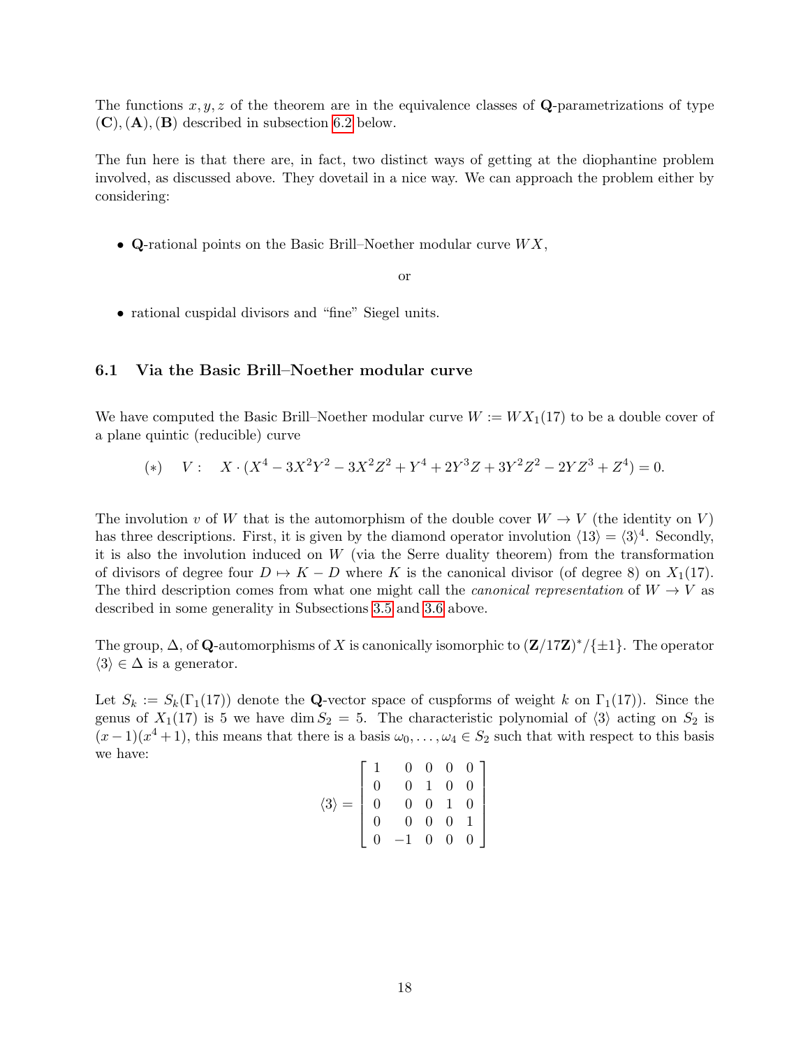The functions $x, y, z$ of the theorem are in the equivalence classes of $\mathbf{Q}$-parametrizations of type $(\mathbf{C}), (\mathbf{A}), (\mathbf{B})$ described in subsection 6.2 below.

The fun here is that there are, in fact, two distinct ways of getting at the diophantine problem involved, as discussed above. They dovetail in a nice way. We can approach the problem either by considering:

- $\mathbf{Q}$-rational points on the Basic Brill–Noether modular curve $WX$,

or

- rational cuspidal divisors and "fine" Siegel units.

### 6.1 Via the Basic Brill–Noether modular curve

We have computed the Basic Brill–Noether modular curve $W := WX_1(17)$ to be a double cover of a plane quintic (reducible) curve

$$(*) \quad V: \quad X \cdot (X^4 - 3X^2Y^2 - 3X^2Z^2 + Y^4 + 2Y^3Z + 3Y^2Z^2 - 2YZ^3 + Z^4) = 0.$$

The involution $v$ of $W$ that is the automorphism of the double cover $W \to V$ (the identity on $V$) has three descriptions. First, it is given by the diamond operator involution $\langle 13 \rangle = \langle 3 \rangle^4$. Secondly, it is also the involution induced on $W$ (via the Serre duality theorem) from the transformation of divisors of degree four $D \mapsto K - D$ where $K$ is the canonical divisor (of degree 8) on $X_1(17)$. The third description comes from what one might call the *canonical representation* of $W \to V$ as described in some generality in Subsections 3.5 and 3.6 above.

The group, $\Delta$, of $\mathbf{Q}$-automorphisms of $X$ is canonically isomorphic to $(\mathbf{Z}/17\mathbf{Z})^*/\{\pm 1\}$. The operator $\langle 3 \rangle \in \Delta$ is a generator.

Let $S_k := S_k(\Gamma_1(17))$ denote the $\mathbf{Q}$-vector space of cuspforms of weight $k$ on $\Gamma_1(17)$). Since the genus of $X_1(17)$ is 5 we have $\dim S_2 = 5$. The characteristic polynomial of $\langle 3 \rangle$ acting on $S_2$ is $(x-1)(x^4+1)$, this means that there is a basis $\omega_0, \dots, \omega_4 \in S_2$ such that with respect to this basis we have:

$$\langle 3 \rangle = \begin{bmatrix} 1 & 0 & 0 & 0 & 0 \\ 0 & 0 & 1 & 0 & 0 \\ 0 & 0 & 0 & 1 & 0 \\ 0 & 0 & 0 & 0 & 1 \\ 0 & -1 & 0 & 0 & 0 \end{bmatrix}$$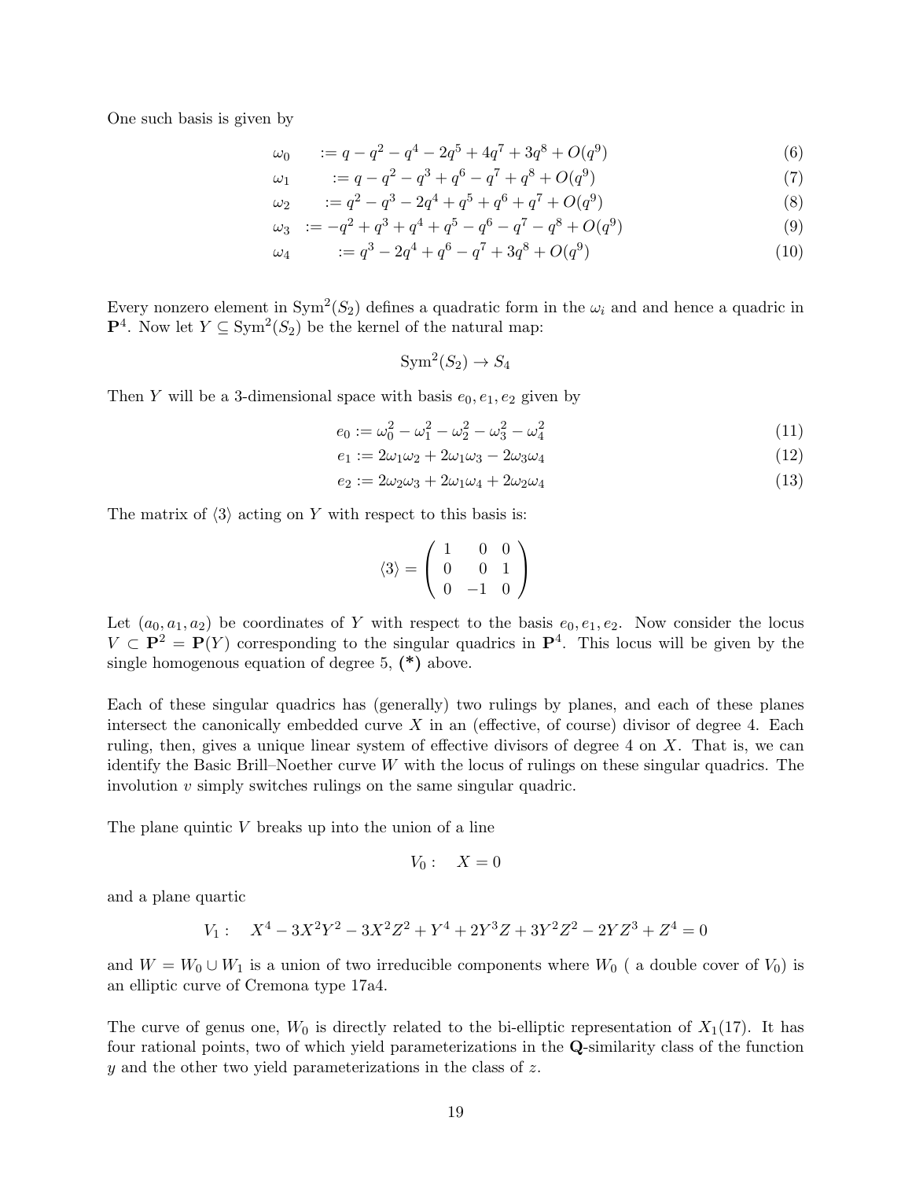One such basis is given by

$$\omega_0 := q - q^2 - q^4 - 2q^5 + 4q^7 + 3q^8 + O(q^9) \tag{6}$$

$$\omega_1 := q - q^2 - q^3 + q^6 - q^7 + q^8 + O(q^9) \tag{7}$$

$$\omega_2 := q^2 - q^3 - 2q^4 + q^5 + q^6 + q^7 + O(q^9) \tag{8}$$

$$\omega_3 := -q^2 + q^3 + q^4 + q^5 - q^6 - q^7 - q^8 + O(q^9) \tag{9}$$

$$\omega_4 := q^3 - 2q^4 + q^6 - q^7 + 3q^8 + O(q^9) \tag{10}$$

Every nonzero element in $\mathrm{Sym}^2(S_2)$ defines a quadratic form in the $\omega_i$ and and hence a quadric in $\mathbf{P}^4$. Now let $Y \subseteq \mathrm{Sym}^2(S_2)$ be the kernel of the natural map:

$$\mathrm{Sym}^2(S_2) \to S_4$$

Then $Y$ will be a 3-dimensional space with basis $e_0, e_1, e_2$ given by

$$e_0 := \omega_0^2 - \omega_1^2 - \omega_2^2 - \omega_3^2 - \omega_4^2 \tag{11}$$

$$e_1 := 2\omega_1\omega_2 + 2\omega_1\omega_3 - 2\omega_3\omega_4 \tag{12}$$

$$e_2 := 2\omega_2\omega_3 + 2\omega_1\omega_4 + 2\omega_2\omega_4 \tag{13}$$

The matrix of $\langle 3 \rangle$ acting on $Y$ with respect to this basis is:

$$\langle 3 \rangle = \begin{pmatrix} 1 & 0 & 0 \\ 0 & 0 & 1 \\ 0 & -1 & 0 \end{pmatrix}$$

Let $(a_0, a_1, a_2)$ be coordinates of $Y$ with respect to the basis $e_0, e_1, e_2$. Now consider the locus $V \subset \mathbf{P}^2 = \mathbf{P}(Y)$ corresponding to the singular quadrics in $\mathbf{P}^4$. This locus will be given by the single homogenous equation of degree 5, **(\*)** above.

Each of these singular quadrics has (generally) two rulings by planes, and each of these planes intersect the canonically embedded curve $X$ in an (effective, of course) divisor of degree 4. Each ruling, then, gives a unique linear system of effective divisors of degree 4 on $X$. That is, we can identify the Basic Brill–Noether curve $W$ with the locus of rulings on these singular quadrics. The involution $v$ simply switches rulings on the same singular quadric.

The plane quintic $V$ breaks up into the union of a line

$$V_0: \quad X = 0$$

and a plane quartic

$$V_1: \quad X^4 - 3X^2Y^2 - 3X^2Z^2 + Y^4 + 2Y^3Z + 3Y^2Z^2 - 2YZ^3 + Z^4 = 0$$

and $W = W_0 \cup W_1$ is a union of two irreducible components where $W_0$ ( a double cover of $V_0$) is an elliptic curve of Cremona type 17a4.

The curve of genus one, $W_0$ is directly related to the bi-elliptic representation of $X_1(17)$. It has four rational points, two of which yield parameterizations in the $\mathbf{Q}$-similarity class of the function $y$ and the other two yield parameterizations in the class of $z$.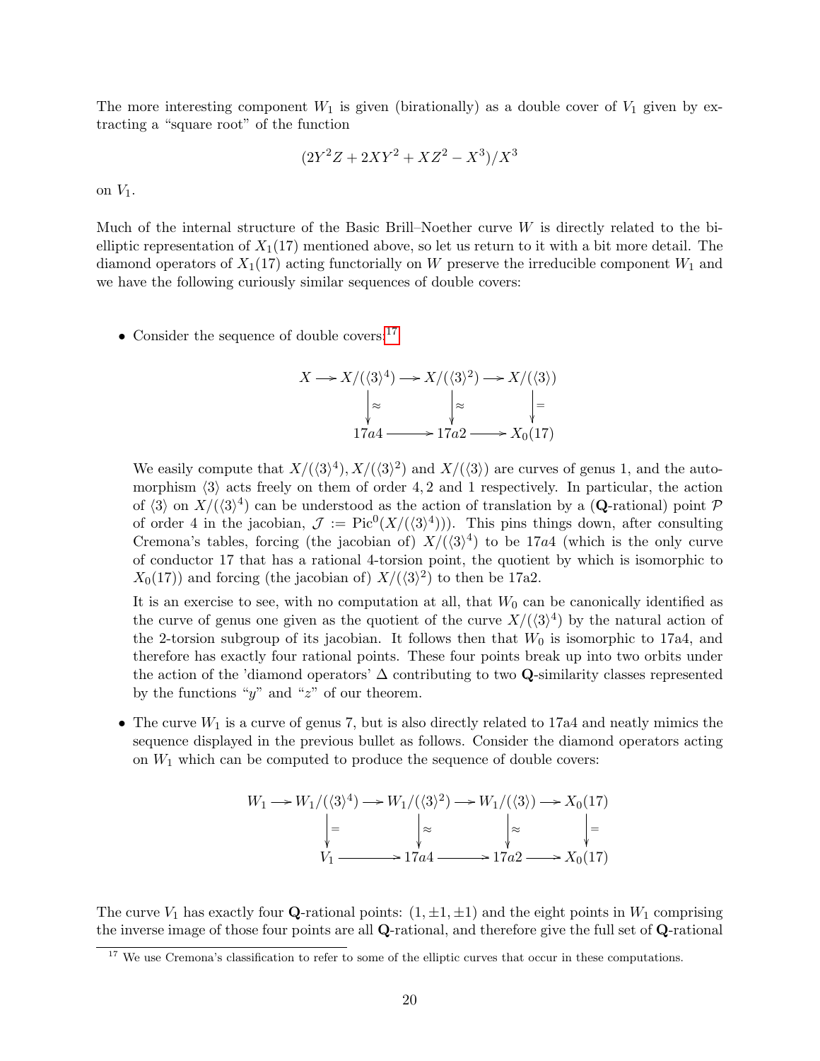The more interesting component $W_1$ is given (birationally) as a double cover of $V_1$ given by extracting a "square root" of the function

$$(2Y^2Z + 2XY^2 + XZ^2 - X^3)/X^3$$

on $V_1$.

Much of the internal structure of the Basic Brill–Noether curve $W$ is directly related to the bielliptic representation of $X_1(17)$ mentioned above, so let us return to it with a bit more detail. The diamond operators of $X_1(17)$ acting functorially on $W$ preserve the irreducible component $W_1$ and we have the following curiously similar sequences of double covers:

- Consider the sequence of double covers:[17]

$$\begin{array}{ccccccc} X & \longrightarrow & X/(\langle 3\rangle^4) & \longrightarrow & X/(\langle 3\rangle^2) & \longrightarrow & X/(\langle 3\rangle) \\ & & \downarrow \approx & & \downarrow \approx & & \downarrow = \\ & & 17a4 & \longrightarrow & 17a2 & \longrightarrow & X_0(17) \end{array}$$

  We easily compute that $X/(\langle 3\rangle^4), X/(\langle 3\rangle^2)$ and $X/(\langle 3\rangle)$ are curves of genus 1, and the automorphism $\langle 3\rangle$ acts freely on them of order $4, 2$ and $1$ respectively. In particular, the action of $\langle 3\rangle$ on $X/(\langle 3\rangle^4)$ can be understood as the action of translation by a ($\mathbf{Q}$-rational) point $\mathcal{P}$ of order 4 in the jacobian, $\mathcal{J} := \mathrm{Pic}^0(X/(\langle 3\rangle^4)))$. This pins things down, after consulting Cremona's tables, forcing (the jacobian of) $X/(\langle 3\rangle^4)$ to be $17a4$ (which is the only curve of conductor 17 that has a rational 4-torsion point, the quotient by which is isomorphic to $X_0(17)$) and forcing (the jacobian of) $X/(\langle 3\rangle^2)$ to then be 17a2.

  It is an exercise to see, with no computation at all, that $W_0$ can be canonically identified as the curve of genus one given as the quotient of the curve $X/(\langle 3\rangle^4)$ by the natural action of the 2-torsion subgroup of its jacobian. It follows then that $W_0$ is isomorphic to 17a4, and therefore has exactly four rational points. These four points break up into two orbits under the action of the 'diamond operators' $\Delta$ contributing to two $\mathbf{Q}$-similarity classes represented by the functions "$y$" and "$z$" of our theorem.

- The curve $W_1$ is a curve of genus 7, but is also directly related to 17a4 and neatly mimics the sequence displayed in the previous bullet as follows. Consider the diamond operators acting on $W_1$ which can be computed to produce the sequence of double covers:

$$\begin{array}{ccccccccc} W_1 & \longrightarrow & W_1/(\langle 3\rangle^4) & \longrightarrow & W_1/(\langle 3\rangle^2) & \longrightarrow & W_1/(\langle 3\rangle) & \longrightarrow & X_0(17) \\ & & \downarrow = & & \downarrow \approx & & \downarrow \approx & & \downarrow = \\ & & V_1 & \longrightarrow & 17a4 & \longrightarrow & 17a2 & \longrightarrow & X_0(17) \end{array}$$

The curve $V_1$ has exactly four $\mathbf{Q}$-rational points: $(1, \pm 1, \pm 1)$ and the eight points in $W_1$ comprising the inverse image of those four points are all $\mathbf{Q}$-rational, and therefore give the full set of $\mathbf{Q}$-rational

[17] We use Cremona's classification to refer to some of the elliptic curves that occur in these computations.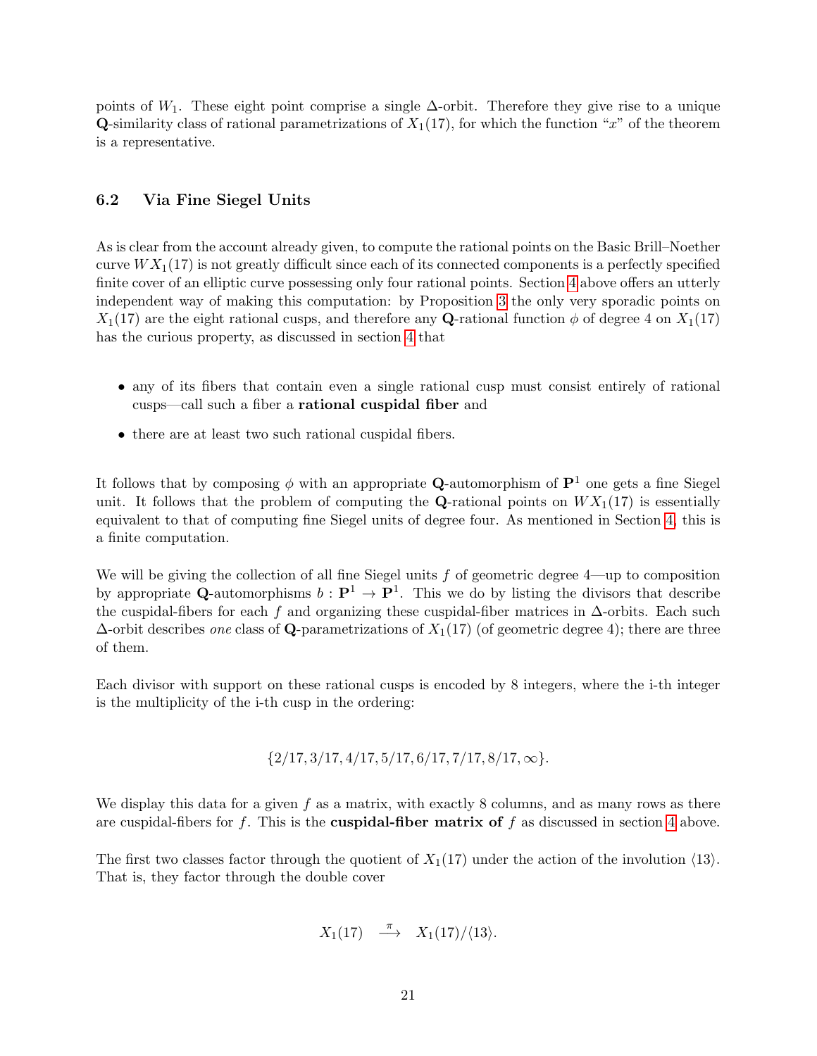points of $W_1$. These eight point comprise a single $\Delta$-orbit. Therefore they give rise to a unique $\mathbf{Q}$-similarity class of rational parametrizations of $X_1(17)$, for which the function "$x$" of the theorem is a representative.

### 6.2 Via Fine Siegel Units

As is clear from the account already given, to compute the rational points on the Basic Brill–Noether curve $WX_1(17)$ is not greatly difficult since each of its connected components is a perfectly specified finite cover of an elliptic curve possessing only four rational points. Section 4 above offers an utterly independent way of making this computation: by Proposition 3 the only very sporadic points on $X_1(17)$ are the eight rational cusps, and therefore any $\mathbf{Q}$-rational function $\phi$ of degree 4 on $X_1(17)$ has the curious property, as discussed in section 4 that

- any of its fibers that contain even a single rational cusp must consist entirely of rational cusps—call such a fiber a **rational cuspidal fiber** and
- there are at least two such rational cuspidal fibers.

It follows that by composing $\phi$ with an appropriate $\mathbf{Q}$-automorphism of $\mathbf{P}^1$ one gets a fine Siegel unit. It follows that the problem of computing the $\mathbf{Q}$-rational points on $WX_1(17)$ is essentially equivalent to that of computing fine Siegel units of degree four. As mentioned in Section 4, this is a finite computation.

We will be giving the collection of all fine Siegel units $f$ of geometric degree 4—up to composition by appropriate $\mathbf{Q}$-automorphisms $b : \mathbf{P}^1 \to \mathbf{P}^1$. This we do by listing the divisors that describe the cuspidal-fibers for each $f$ and organizing these cuspidal-fiber matrices in $\Delta$-orbits. Each such $\Delta$-orbit describes *one* class of $\mathbf{Q}$-parametrizations of $X_1(17)$ (of geometric degree 4); there are three of them.

Each divisor with support on these rational cusps is encoded by 8 integers, where the i-th integer is the multiplicity of the i-th cusp in the ordering:

$$\{2/17, 3/17, 4/17, 5/17, 6/17, 7/17, 8/17, \infty\}.$$

We display this data for a given $f$ as a matrix, with exactly 8 columns, and as many rows as there are cuspidal-fibers for $f$. This is the **cuspidal-fiber matrix of** $f$ as discussed in section 4 above.

The first two classes factor through the quotient of $X_1(17)$ under the action of the involution $\langle 13 \rangle$. That is, they factor through the double cover

$$X_1(17) \quad \xrightarrow{\pi} \quad X_1(17)/\langle 13 \rangle.$$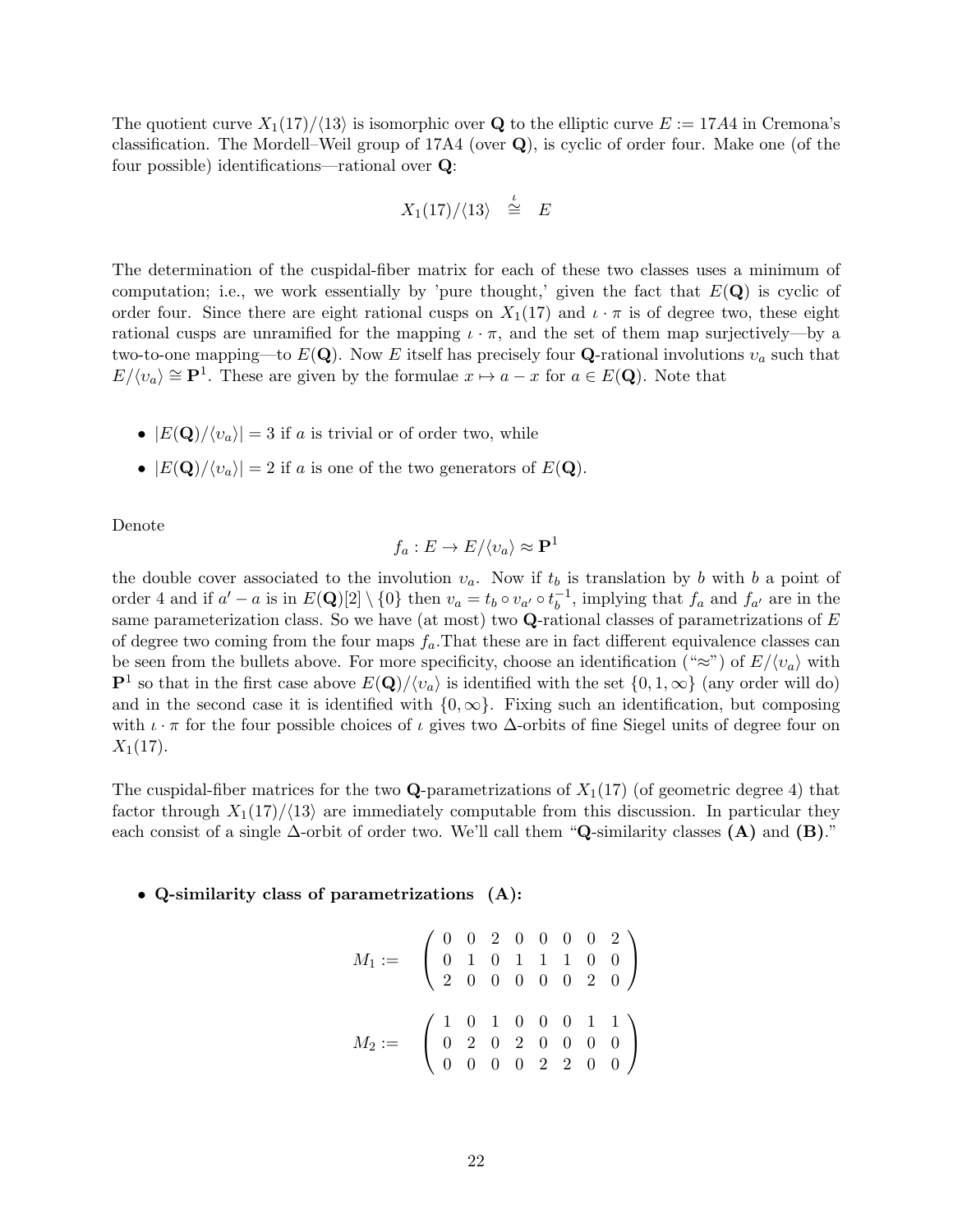The quotient curve $X_1(17)/\langle 13 \rangle$ is isomorphic over $\mathbf{Q}$ to the elliptic curve $E := 17A4$ in Cremona's classification. The Mordell–Weil group of 17A4 (over $\mathbf{Q}$), is cyclic of order four. Make one (of the four possible) identifications—rational over $\mathbf{Q}$:

$$X_1(17)/\langle 13 \rangle \quad \overset{\iota}{\cong} \quad E$$

The determination of the cuspidal-fiber matrix for each of these two classes uses a minimum of computation; i.e., we work essentially by 'pure thought,' given the fact that $E(\mathbf{Q})$ is cyclic of order four. Since there are eight rational cusps on $X_1(17)$ and $\iota \cdot \pi$ is of degree two, these eight rational cusps are unramified for the mapping $\iota \cdot \pi$, and the set of them map surjectively—by a two-to-one mapping—to $E(\mathbf{Q})$. Now $E$ itself has precisely four $\mathbf{Q}$-rational involutions $\upsilon_a$ such that $E/\langle \upsilon_a \rangle \cong \mathbf{P}^1$. These are given by the formulae $x \mapsto a - x$ for $a \in E(\mathbf{Q})$. Note that

- $|E(\mathbf{Q})/\langle \upsilon_a \rangle| = 3$ if $a$ is trivial or of order two, while
- $|E(\mathbf{Q})/\langle \upsilon_a \rangle| = 2$ if $a$ is one of the two generators of $E(\mathbf{Q})$.

Denote

$$f_a : E \to E/\langle \upsilon_a \rangle \approx \mathbf{P}^1$$

the double cover associated to the involution $\upsilon_a$. Now if $t_b$ is translation by $b$ with $b$ a point of order 4 and if $a' - a$ is in $E(\mathbf{Q})[2] \setminus \{0\}$ then $\upsilon_a = t_b \circ \upsilon_{a'} \circ t_b^{-1}$, implying that $f_a$ and $f_{a'}$ are in the same parameterization class. So we have (at most) two $\mathbf{Q}$-rational classes of parametrizations of $E$ of degree two coming from the four maps $f_a$.That these are in fact different equivalence classes can be seen from the bullets above. For more specificity, choose an identification ("$\approx$") of $E/\langle \upsilon_a \rangle$ with $\mathbf{P}^1$ so that in the first case above $E(\mathbf{Q})/\langle \upsilon_a \rangle$ is identified with the set $\{0, 1, \infty\}$ (any order will do) and in the second case it is identified with $\{0, \infty\}$. Fixing such an identification, but composing with $\iota \cdot \pi$ for the four possible choices of $\iota$ gives two $\Delta$-orbits of fine Siegel units of degree four on $X_1(17)$.

The cuspidal-fiber matrices for the two $\mathbf{Q}$-parametrizations of $X_1(17)$ (of geometric degree 4) that factor through $X_1(17)/\langle 13 \rangle$ are immediately computable from this discussion. In particular they each consist of a single $\Delta$-orbit of order two. We'll call them "$\mathbf{Q}$-similarity classes **(A)** and **(B)**."

- **Q-similarity class of parametrizations (A):**

$$M_1 := \begin{pmatrix} 0 & 0 & 2 & 0 & 0 & 0 & 0 & 2 \\ 0 & 1 & 0 & 1 & 1 & 1 & 0 & 0 \\ 2 & 0 & 0 & 0 & 0 & 0 & 2 & 0 \end{pmatrix}$$

$$M_2 := \begin{pmatrix} 1 & 0 & 1 & 0 & 0 & 0 & 1 & 1 \\ 0 & 2 & 0 & 2 & 0 & 0 & 0 & 0 \\ 0 & 0 & 0 & 0 & 2 & 2 & 0 & 0 \end{pmatrix}$$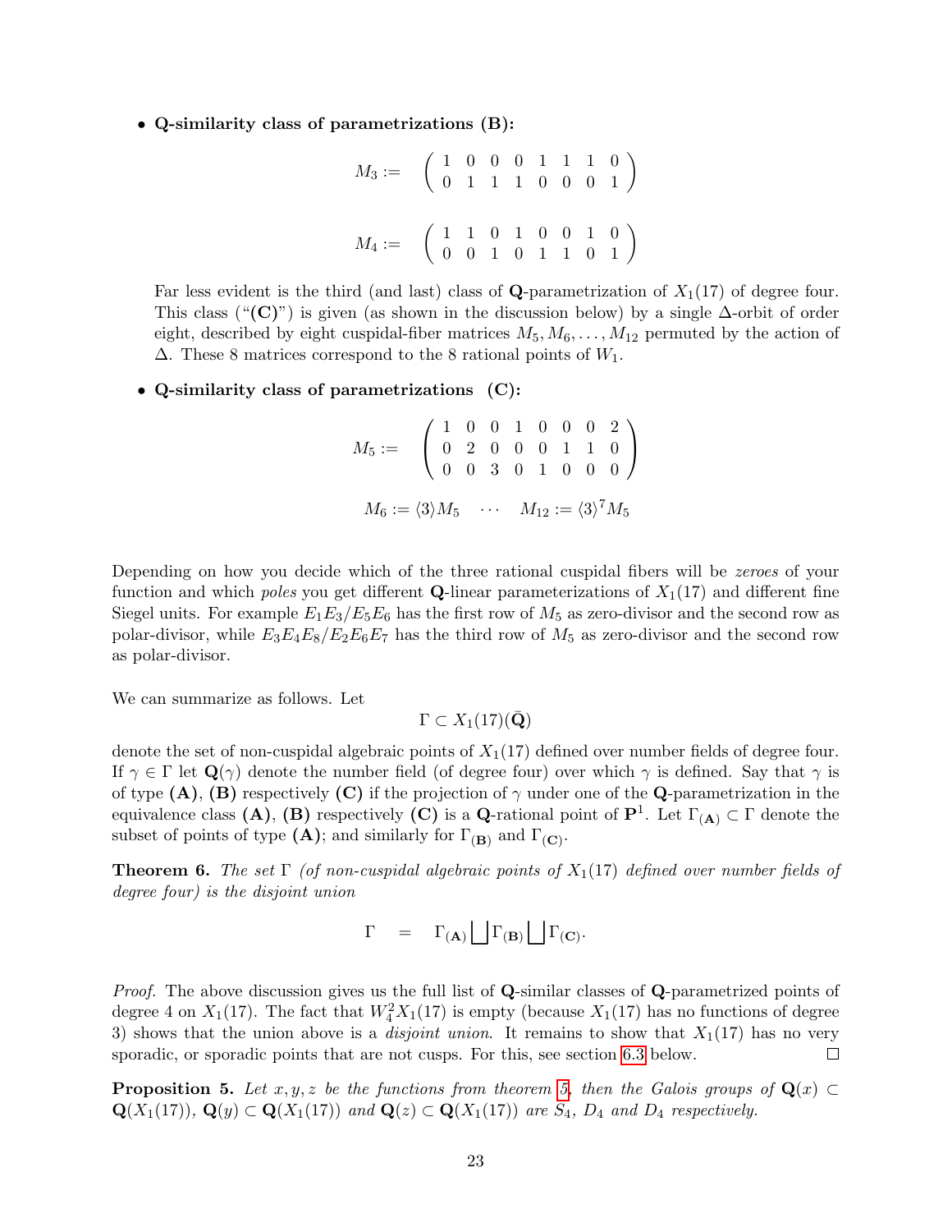- **Q-similarity class of parametrizations (B):**

$$M_3 := \begin{pmatrix} 1 & 0 & 0 & 0 & 1 & 1 & 1 & 0 \\ 0 & 1 & 1 & 1 & 0 & 0 & 0 & 1 \end{pmatrix}$$

$$M_4 := \begin{pmatrix} 1 & 1 & 0 & 1 & 0 & 0 & 1 & 0 \\ 0 & 0 & 1 & 0 & 1 & 1 & 0 & 1 \end{pmatrix}$$

Far less evident is the third (and last) class of **Q**-parametrization of $X_1(17)$ of degree four. This class ("**(C)**") is given (as shown in the discussion below) by a single $\Delta$-orbit of order eight, described by eight cuspidal-fiber matrices $M_5, M_6, \ldots, M_{12}$ permuted by the action of $\Delta$. These 8 matrices correspond to the 8 rational points of $W_1$.

- **Q-similarity class of parametrizations (C):**

$$M_5 := \begin{pmatrix} 1 & 0 & 0 & 1 & 0 & 0 & 0 & 2 \\ 0 & 2 & 0 & 0 & 0 & 1 & 1 & 0 \\ 0 & 0 & 3 & 0 & 1 & 0 & 0 & 0 \end{pmatrix}$$

$$M_6 := \langle 3 \rangle M_5 \quad \cdots \quad M_{12} := \langle 3 \rangle^7 M_5$$

Depending on how you decide which of the three rational cuspidal fibers will be *zeroes* of your function and which *poles* you get different **Q**-linear parameterizations of $X_1(17)$ and different fine Siegel units. For example $E_1E_3/E_5E_6$ has the first row of $M_5$ as zero-divisor and the second row as polar-divisor, while $E_3E_4E_8/E_2E_6E_7$ has the third row of $M_5$ as zero-divisor and the second row as polar-divisor.

We can summarize as follows. Let

$$\Gamma \subset X_1(17)(\bar{\mathbf{Q}})$$

denote the set of non-cuspidal algebraic points of $X_1(17)$ defined over number fields of degree four. If $\gamma \in \Gamma$ let $\mathbf{Q}(\gamma)$ denote the number field (of degree four) over which $\gamma$ is defined. Say that $\gamma$ is of type **(A)**, **(B)** respectively **(C)** if the projection of $\gamma$ under one of the **Q**-parametrization in the equivalence class **(A)**, **(B)** respectively **(C)** is a **Q**-rational point of $\mathbf{P}^1$. Let $\Gamma_{(\mathbf{A})} \subset \Gamma$ denote the subset of points of type **(A)**; and similarly for $\Gamma_{(\mathbf{B})}$ and $\Gamma_{(\mathbf{C})}$.

**Theorem 6.** *The set* $\Gamma$ *(of non-cuspidal algebraic points of* $X_1(17)$ *defined over number fields of degree four) is the disjoint union*

$$\Gamma \quad = \quad \Gamma_{(\mathbf{A})} \bigsqcup \Gamma_{(\mathbf{B})} \bigsqcup \Gamma_{(\mathbf{C})}.$$

*Proof.* The above discussion gives us the full list of **Q**-similar classes of **Q**-parametrized points of degree 4 on $X_1(17)$. The fact that $W_4^2 X_1(17)$ is empty (because $X_1(17)$ has no functions of degree 3) shows that the union above is a *disjoint union*. It remains to show that $X_1(17)$ has no very sporadic, or sporadic points that are not cusps. For this, see section 6.3 below. □

**Proposition 5.** *Let* $x, y, z$ *be the functions from theorem 5, then the Galois groups of* $\mathbf{Q}(x) \subset \mathbf{Q}(X_1(17))$*,* $\mathbf{Q}(y) \subset \mathbf{Q}(X_1(17))$ *and* $\mathbf{Q}(z) \subset \mathbf{Q}(X_1(17))$ *are* $S_4$*,* $D_4$ *and* $D_4$ *respectively.*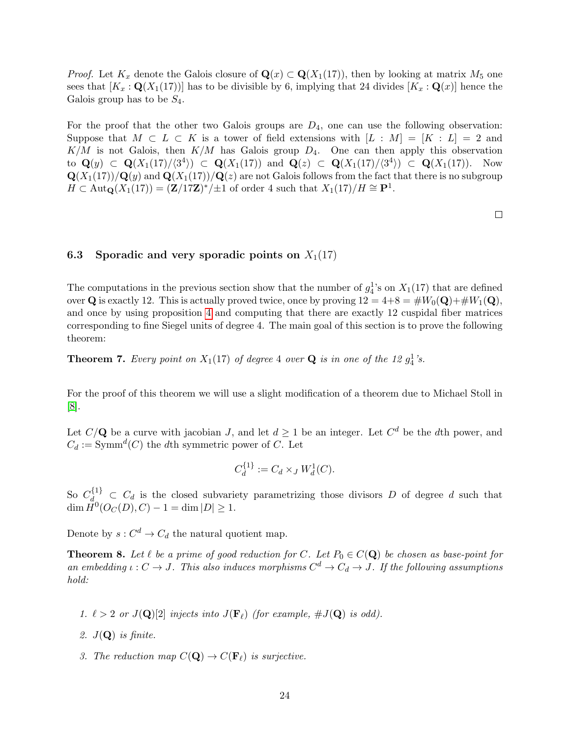*Proof.* Let $K_x$ denote the Galois closure of $\mathbf{Q}(x) \subset \mathbf{Q}(X_1(17))$, then by looking at matrix $M_5$ one sees that $[K_x : \mathbf{Q}(X_1(17))]$ has to be divisible by 6, implying that 24 divides $[K_x : \mathbf{Q}(x)]$ hence the Galois group has to be $S_4$.

For the proof that the other two Galois groups are $D_4$, one can use the following observation: Suppose that $M \subset L \subset K$ is a tower of field extensions with $[L : M] = [K : L] = 2$ and $K/M$ is not Galois, then $K/M$ has Galois group $D_4$. One can then apply this observation to $\mathbf{Q}(y) \subset \mathbf{Q}(X_1(17)/\langle 3^4 \rangle) \subset \mathbf{Q}(X_1(17))$ and $\mathbf{Q}(z) \subset \mathbf{Q}(X_1(17)/\langle 3^4 \rangle) \subset \mathbf{Q}(X_1(17))$. Now $\mathbf{Q}(X_1(17))/\mathbf{Q}(y)$ and $\mathbf{Q}(X_1(17))/\mathbf{Q}(z)$ are not Galois follows from the fact that there is no subgroup $H \subset \mathrm{Aut}_{\mathbf{Q}}(X_1(17)) = (\mathbf{Z}/17\mathbf{Z})^*/\pm 1$ of order 4 such that $X_1(17)/H \cong \mathbf{P}^1$.

□

### 6.3 Sporadic and very sporadic points on $X_1(17)$

The computations in the previous section show that the number of $g_4^1$'s on $X_1(17)$ that are defined over $\mathbf{Q}$ is exactly 12. This is actually proved twice, once by proving $12 = 4+8 = \#W_0(\mathbf{Q})+\#W_1(\mathbf{Q})$, and once by using proposition 4 and computing that there are exactly 12 cuspidal fiber matrices corresponding to fine Siegel units of degree 4. The main goal of this section is to prove the following theorem:

**Theorem 7.** *Every point on $X_1(17)$ of degree 4 over $\mathbf{Q}$ is in one of the 12 $g_4^1$'s.*

For the proof of this theorem we will use a slight modification of a theorem due to Michael Stoll in [8].

Let $C/\mathbf{Q}$ be a curve with jacobian $J$, and let $d \geq 1$ be an integer. Let $C^d$ be the $d$th power, and $C_d := \mathrm{Symm}^d(C)$ the $d$th symmetric power of $C$. Let

$$C_d^{\{1\}} := C_d \times_J W_d^1(C).$$

So $C_d^{\{1\}} \subset C_d$ is the closed subvariety parametrizing those divisors $D$ of degree $d$ such that $\dim H^0(O_C(D), C) - 1 = \dim |D| \geq 1$.

Denote by $s : C^d \to C_d$ the natural quotient map.

**Theorem 8.** *Let $\ell$ be a prime of good reduction for $C$. Let $P_0 \in C(\mathbf{Q})$ be chosen as base-point for an embedding $\iota : C \to J$. This also induces morphisms $C^d \to C_d \to J$. If the following assumptions hold:*

1. *$\ell > 2$ or $J(\mathbf{Q})[2]$ injects into $J(\mathbf{F}_\ell)$ (for example, $\#J(\mathbf{Q})$ is odd).*
2. *$J(\mathbf{Q})$ is finite.*
3. *The reduction map $C(\mathbf{Q}) \to C(\mathbf{F}_\ell)$ is surjective.*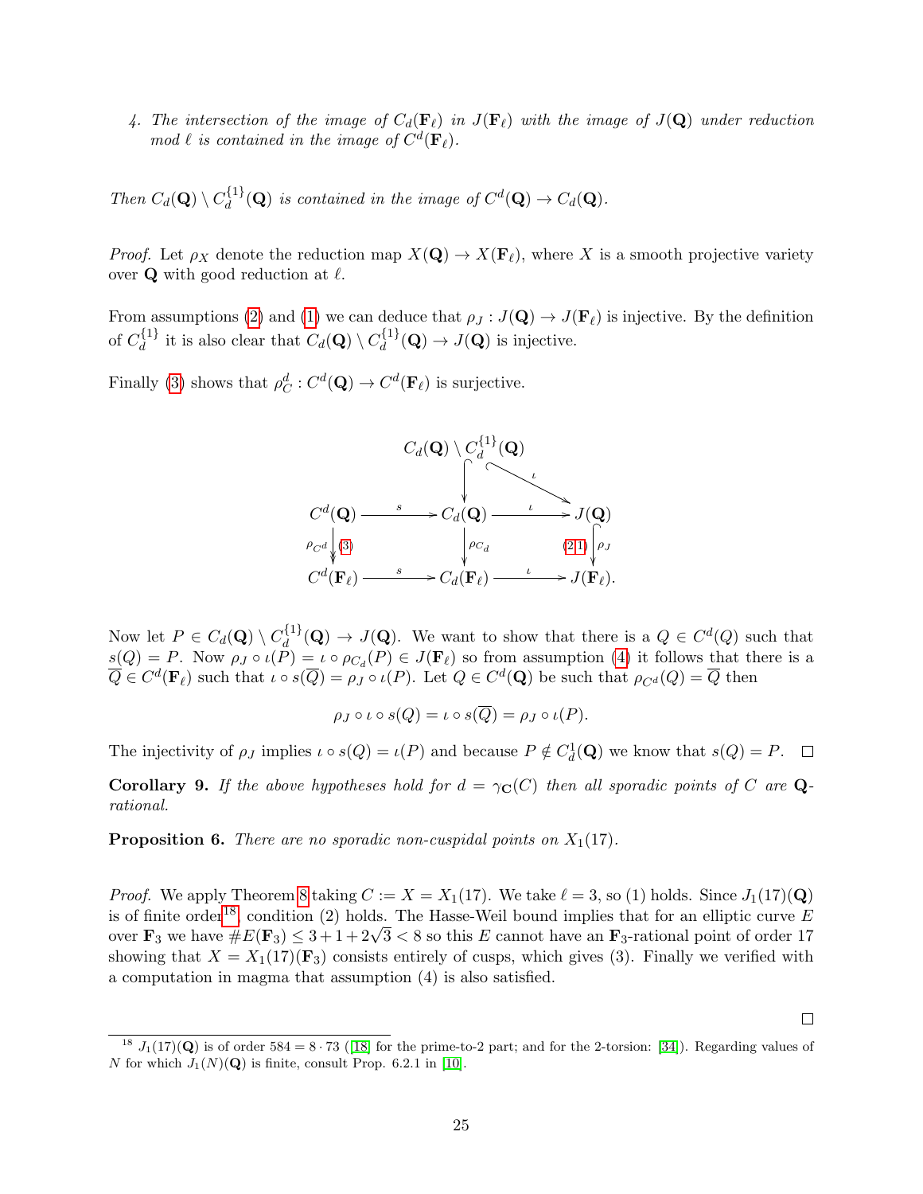4. *The intersection of the image of $C_d(\mathbf{F}_\ell)$ in $J(\mathbf{F}_\ell)$ with the image of $J(\mathbf{Q})$ under reduction mod $\ell$ is contained in the image of $C^d(\mathbf{F}_\ell)$.*

*Then $C_d(\mathbf{Q}) \setminus C_d^{\{1\}}(\mathbf{Q})$ is contained in the image of $C^d(\mathbf{Q}) \to C_d(\mathbf{Q})$.*

*Proof.* Let $\rho_X$ denote the reduction map $X(\mathbf{Q}) \to X(\mathbf{F}_\ell)$, where $X$ is a smooth projective variety over $\mathbf{Q}$ with good reduction at $\ell$.

From assumptions (2) and (1) we can deduce that $\rho_J : J(\mathbf{Q}) \to J(\mathbf{F}_\ell)$ is injective. By the definition of $C_d^{\{1\}}$ it is also clear that $C_d(\mathbf{Q}) \setminus C_d^{\{1\}}(\mathbf{Q}) \to J(\mathbf{Q})$ is injective.

Finally (3) shows that $\rho_C^d : C^d(\mathbf{Q}) \to C^d(\mathbf{F}_\ell)$ is surjective.

$$
\begin{array}{ccccc}
 & & C_d(\mathbf{Q}) \setminus C_d^{\{1\}}(\mathbf{Q}) & & \\
 & & \downarrow & \searrow^{\iota} & \\
C^d(\mathbf{Q}) & \xrightarrow{s} & C_d(\mathbf{Q}) & \xrightarrow{\iota} & J(\mathbf{Q}) \\
\rho_{C^d} \downarrow (3) & & \downarrow \rho_{C_d} & & (2,1) \downarrow \rho_J \\
C^d(\mathbf{F}_\ell) & \xrightarrow{s} & C_d(\mathbf{F}_\ell) & \xrightarrow{\iota} & J(\mathbf{F}_\ell).
\end{array}
$$

Now let $P \in C_d(\mathbf{Q}) \setminus C_d^{\{1\}}(\mathbf{Q}) \to J(\mathbf{Q})$. We want to show that there is a $Q \in C^d(Q)$ such that $s(Q) = P$. Now $\rho_J \circ \iota(P) = \iota \circ \rho_{C_d}(P) \in J(\mathbf{F}_\ell)$ so from assumption (4) it follows that there is a $\overline{Q} \in C^d(\mathbf{F}_\ell)$ such that $\iota \circ s(\overline{Q}) = \rho_J \circ \iota(P)$. Let $Q \in C^d(\mathbf{Q})$ be such that $\rho_{C^d}(Q) = \overline{Q}$ then

$$\rho_J \circ \iota \circ s(Q) = \iota \circ s(\overline{Q}) = \rho_J \circ \iota(P).$$

The injectivity of $\rho_J$ implies $\iota \circ s(Q) = \iota(P)$ and because $P \notin C_d^1(\mathbf{Q})$ we know that $s(Q) = P$. $\square$

**Corollary 9.** *If the above hypotheses hold for $d = \gamma_{\mathbf{C}}(C)$ then all sporadic points of $C$ are $\mathbf{Q}$-rational.*

**Proposition 6.** *There are no sporadic non-cuspidal points on $X_1(17)$.*

*Proof.* We apply Theorem 8 taking $C := X = X_1(17)$. We take $\ell = 3$, so (1) holds. Since $J_1(17)(\mathbf{Q})$ is of finite order[18], condition (2) holds. The Hasse-Weil bound implies that for an elliptic curve $E$ over $\mathbf{F}_3$ we have $\#E(\mathbf{F}_3) \leq 3 + 1 + 2\sqrt{3} < 8$ so this $E$ cannot have an $\mathbf{F}_3$-rational point of order 17 showing that $X = X_1(17)(\mathbf{F}_3)$ consists entirely of cusps, which gives (3). Finally we verified with a computation in magma that assumption (4) is also satisfied.

$\square$

[18] $J_1(17)(\mathbf{Q})$ is of order $584 = 8 \cdot 73$ ([18] for the prime-to-2 part; and for the 2-torsion: [34]). Regarding values of $N$ for which $J_1(N)(\mathbf{Q})$ is finite, consult Prop. 6.2.1 in [10].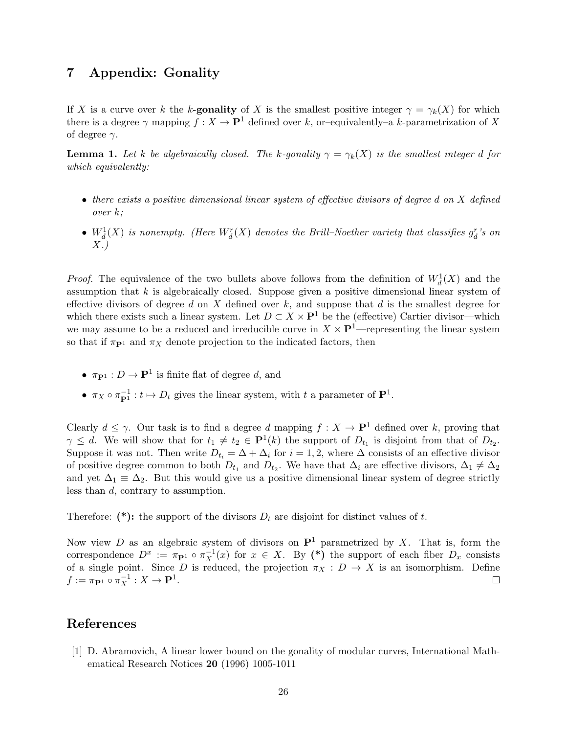## 7 Appendix: Gonality

If $X$ is a curve over $k$ the $k$-**gonality** of $X$ is the smallest positive integer $\gamma = \gamma_k(X)$ for which there is a degree $\gamma$ mapping $f : X \to \mathbf{P}^1$ defined over $k$, or–equivalently–a $k$-parametrization of $X$ of degree $\gamma$.

**Lemma 1.** *Let $k$ be algebraically closed. The $k$-gonality $\gamma = \gamma_k(X)$ is the smallest integer $d$ for which equivalently:*

- *there exists a positive dimensional linear system of effective divisors of degree $d$ on $X$ defined over $k$;*
- *$W^1_d(X)$ is nonempty. (Here $W^r_d(X)$ denotes the Brill–Noether variety that classifies $g^r_d$'s on $X$.)*

*Proof.* The equivalence of the two bullets above follows from the definition of $W^1_d(X)$ and the assumption that $k$ is algebraically closed. Suppose given a positive dimensional linear system of effective divisors of degree $d$ on $X$ defined over $k$, and suppose that $d$ is the smallest degree for which there exists such a linear system. Let $D \subset X \times \mathbf{P}^1$ be the (effective) Cartier divisor—which we may assume to be a reduced and irreducible curve in $X \times \mathbf{P}^1$—representing the linear system so that if $\pi_{\mathbf{P}^1}$ and $\pi_X$ denote projection to the indicated factors, then

- $\pi_{\mathbf{P}^1} : D \to \mathbf{P}^1$ is finite flat of degree $d$, and
- $\pi_X \circ \pi^{-1}_{\mathbf{P}^1} : t \mapsto D_t$ gives the linear system, with $t$ a parameter of $\mathbf{P}^1$.

Clearly $d \leq \gamma$. Our task is to find a degree $d$ mapping $f : X \to \mathbf{P}^1$ defined over $k$, proving that $\gamma \leq d$. We will show that for $t_1 \neq t_2 \in \mathbf{P}^1(k)$ the support of $D_{t_1}$ is disjoint from that of $D_{t_2}$. Suppose it was not. Then write $D_{t_i} = \Delta + \Delta_i$ for $i = 1, 2$, where $\Delta$ consists of an effective divisor of positive degree common to both $D_{t_1}$ and $D_{t_2}$. We have that $\Delta_i$ are effective divisors, $\Delta_1 \neq \Delta_2$ and yet $\Delta_1 \equiv \Delta_2$. But this would give us a positive dimensional linear system of degree strictly less than $d$, contrary to assumption.

Therefore: **(\*):** the support of the divisors $D_t$ are disjoint for distinct values of $t$.

Now view $D$ as an algebraic system of divisors on $\mathbf{P}^1$ parametrized by $X$. That is, form the correspondence $D^x := \pi_{\mathbf{P}^1} \circ \pi^{-1}_X(x)$ for $x \in X$. By **(\*)** the support of each fiber $D_x$ consists of a single point. Since $D$ is reduced, the projection $\pi_X : D \to X$ is an isomorphism. Define $f := \pi_{\mathbf{P}^1} \circ \pi^{-1}_X : X \to \mathbf{P}^1$. ∎

## References

[1] D. Abramovich, A linear lower bound on the gonality of modular curves, International Mathematical Research Notices **20** (1996) 1005-1011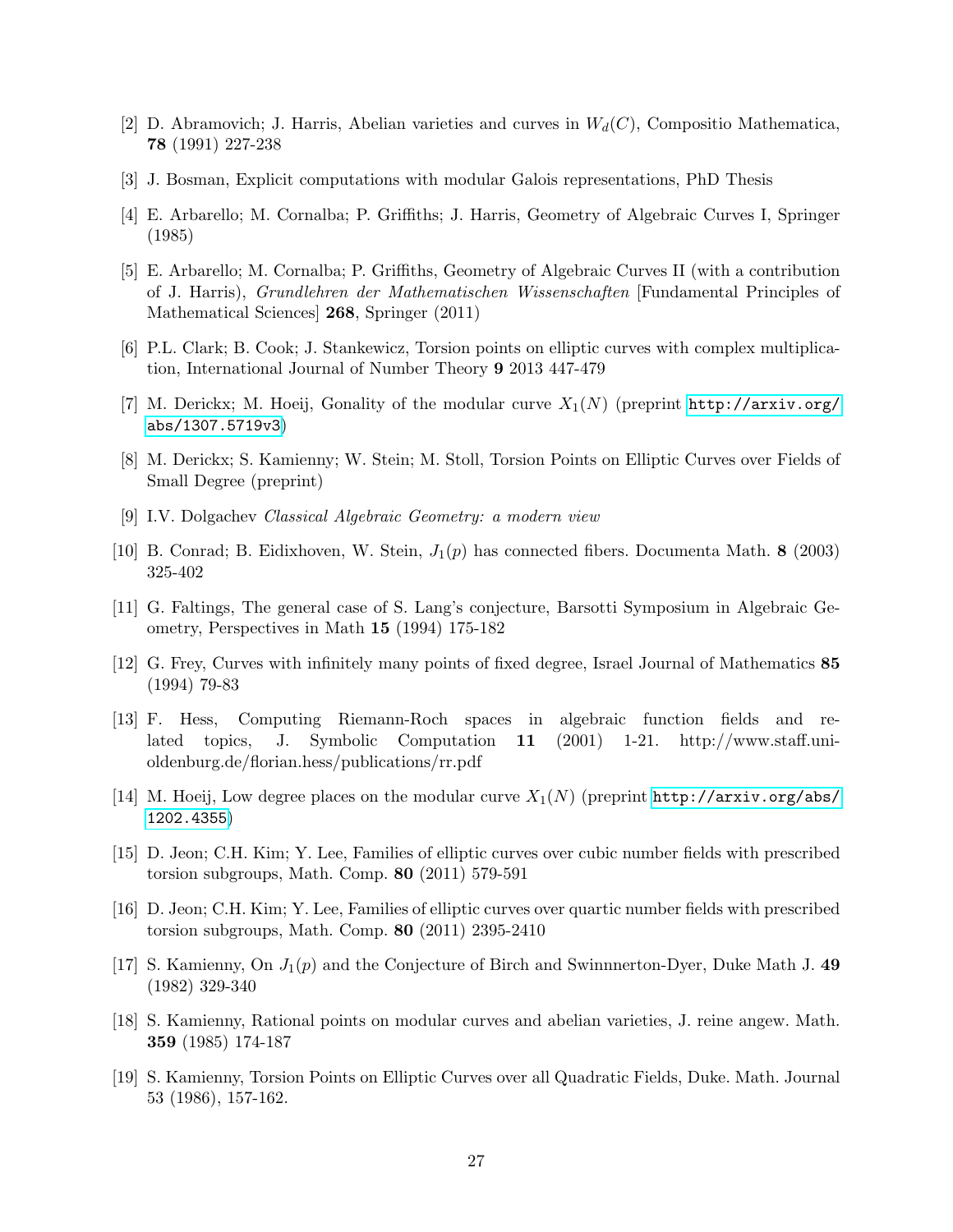[2] D. Abramovich; J. Harris, Abelian varieties and curves in $W_d(C)$, Compositio Mathematica, **78** (1991) 227-238

[3] J. Bosman, Explicit computations with modular Galois representations, PhD Thesis

[4] E. Arbarello; M. Cornalba; P. Griffiths; J. Harris, Geometry of Algebraic Curves I, Springer (1985)

[5] E. Arbarello; M. Cornalba; P. Griffiths, Geometry of Algebraic Curves II (with a contribution of J. Harris), *Grundlehren der Mathematischen Wissenschaften* [Fundamental Principles of Mathematical Sciences] **268**, Springer (2011)

[6] P.L. Clark; B. Cook; J. Stankewicz, Torsion points on elliptic curves with complex multiplication, International Journal of Number Theory **9** 2013 447-479

[7] M. Derickx; M. Hoeij, Gonality of the modular curve $X_1(N)$ (preprint http://arxiv.org/abs/1307.5719v3)

[8] M. Derickx; S. Kamienny; W. Stein; M. Stoll, Torsion Points on Elliptic Curves over Fields of Small Degree (preprint)

[9] I.V. Dolgachev *Classical Algebraic Geometry: a modern view*

[10] B. Conrad; B. Eidixhoven, W. Stein, $J_1(p)$ has connected fibers. Documenta Math. **8** (2003) 325-402

[11] G. Faltings, The general case of S. Lang's conjecture, Barsotti Symposium in Algebraic Geometry, Perspectives in Math **15** (1994) 175-182

[12] G. Frey, Curves with infinitely many points of fixed degree, Israel Journal of Mathematics **85** (1994) 79-83

[13] F. Hess, Computing Riemann-Roch spaces in algebraic function fields and related topics, J. Symbolic Computation **11** (2001) 1-21. http://www.staff.uni-oldenburg.de/florian.hess/publications/rr.pdf

[14] M. Hoeij, Low degree places on the modular curve $X_1(N)$ (preprint http://arxiv.org/abs/1202.4355)

[15] D. Jeon; C.H. Kim; Y. Lee, Families of elliptic curves over cubic number fields with prescribed torsion subgroups, Math. Comp. **80** (2011) 579-591

[16] D. Jeon; C.H. Kim; Y. Lee, Families of elliptic curves over quartic number fields with prescribed torsion subgroups, Math. Comp. **80** (2011) 2395-2410

[17] S. Kamienny, On $J_1(p)$ and the Conjecture of Birch and Swinnnerton-Dyer, Duke Math J. **49** (1982) 329-340

[18] S. Kamienny, Rational points on modular curves and abelian varieties, J. reine angew. Math. **359** (1985) 174-187

[19] S. Kamienny, Torsion Points on Elliptic Curves over all Quadratic Fields, Duke. Math. Journal 53 (1986), 157-162.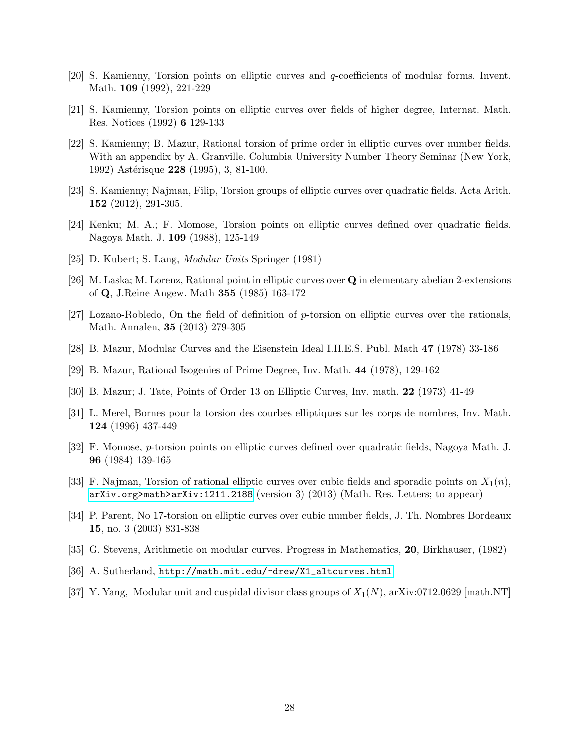[20] S. Kamienny, Torsion points on elliptic curves and $q$-coefficients of modular forms. Invent. Math. **109** (1992), 221-229

[21] S. Kamienny, Torsion points on elliptic curves over fields of higher degree, Internat. Math. Res. Notices (1992) **6** 129-133

[22] S. Kamienny; B. Mazur, Rational torsion of prime order in elliptic curves over number fields. With an appendix by A. Granville. Columbia University Number Theory Seminar (New York, 1992) Astérisque **228** (1995), 3, 81-100.

[23] S. Kamienny; Najman, Filip, Torsion groups of elliptic curves over quadratic fields. Acta Arith. **152** (2012), 291-305.

[24] Kenku; M. A.; F. Momose, Torsion points on elliptic curves defined over quadratic fields. Nagoya Math. J. **109** (1988), 125-149

[25] D. Kubert; S. Lang, *Modular Units* Springer (1981)

[26] M. Laska; M. Lorenz, Rational point in elliptic curves over **Q** in elementary abelian 2-extensions of **Q**, J.Reine Angew. Math **355** (1985) 163-172

[27] Lozano-Robledo, On the field of definition of $p$-torsion on elliptic curves over the rationals, Math. Annalen, **35** (2013) 279-305

[28] B. Mazur, Modular Curves and the Eisenstein Ideal I.H.E.S. Publ. Math **47** (1978) 33-186

[29] B. Mazur, Rational Isogenies of Prime Degree, Inv. Math. **44** (1978), 129-162

[30] B. Mazur; J. Tate, Points of Order 13 on Elliptic Curves, Inv. math. **22** (1973) 41-49

[31] L. Merel, Bornes pour la torsion des courbes elliptiques sur les corps de nombres, Inv. Math. **124** (1996) 437-449

[32] F. Momose, $p$-torsion points on elliptic curves defined over quadratic fields, Nagoya Math. J. **96** (1984) 139-165

[33] F. Najman, Torsion of rational elliptic curves over cubic fields and sporadic points on $X_1(n)$, `arXiv.org>math>arXiv:1211.2188` (version 3) (2013) (Math. Res. Letters; to appear)

[34] P. Parent, No 17-torsion on elliptic curves over cubic number fields, J. Th. Nombres Bordeaux **15**, no. 3 (2003) 831-838

[35] G. Stevens, Arithmetic on modular curves. Progress in Mathematics, **20**, Birkhauser, (1982)

[36] A. Sutherland, `http://math.mit.edu/~drew/X1_altcurves.html`

[37] Y. Yang, Modular unit and cuspidal divisor class groups of $X_1(N)$, arXiv:0712.0629 [math.NT]